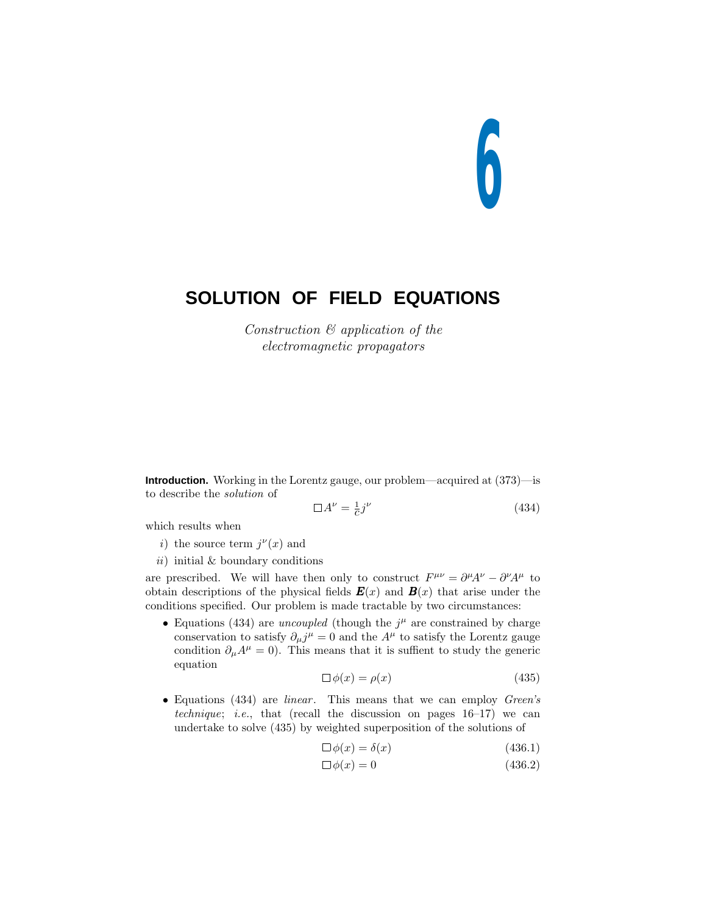# 6

## SOLUTION OF FIELD EQUATIONS

*Construction & application of the electromagnetic propagators*

**Introduction.** Working in the Lorentz gauge, our problem—acquired at (373)—is to describe the *solution* of

$$\Box A^\nu = \tfrac{1}{c} j^\nu \tag{434}$$

which results when

*i*) the source term $j^\nu(x)$ and

*ii*) initial & boundary conditions

are prescribed. We will have then only to construct $F^{\mu\nu} = \partial^\mu A^\nu - \partial^\nu A^\mu$ to obtain descriptions of the physical fields $\boldsymbol{E}(x)$ and $\boldsymbol{B}(x)$ that arise under the conditions specified. Our problem is made tractable by two circumstances:

- Equations (434) are *uncoupled* (though the $j^\mu$ are constrained by charge conservation to satisfy $\partial_\mu j^\mu = 0$ and the $A^\mu$ to satisfy the Lorentz gauge condition $\partial_\mu A^\mu = 0$). This means that it is suffient to study the generic equation

$$\Box\,\phi(x) = \rho(x) \tag{435}$$

- Equations (434) are *linear*. This means that we can employ *Green's technique*; *i.e.*, that (recall the discussion on pages 16–17) we can undertake to solve (435) by weighted superposition of the solutions of

$$\Box\,\phi(x) = \delta(x) \tag{436.1}$$

$$\Box\,\phi(x) = 0 \tag{436.2}$$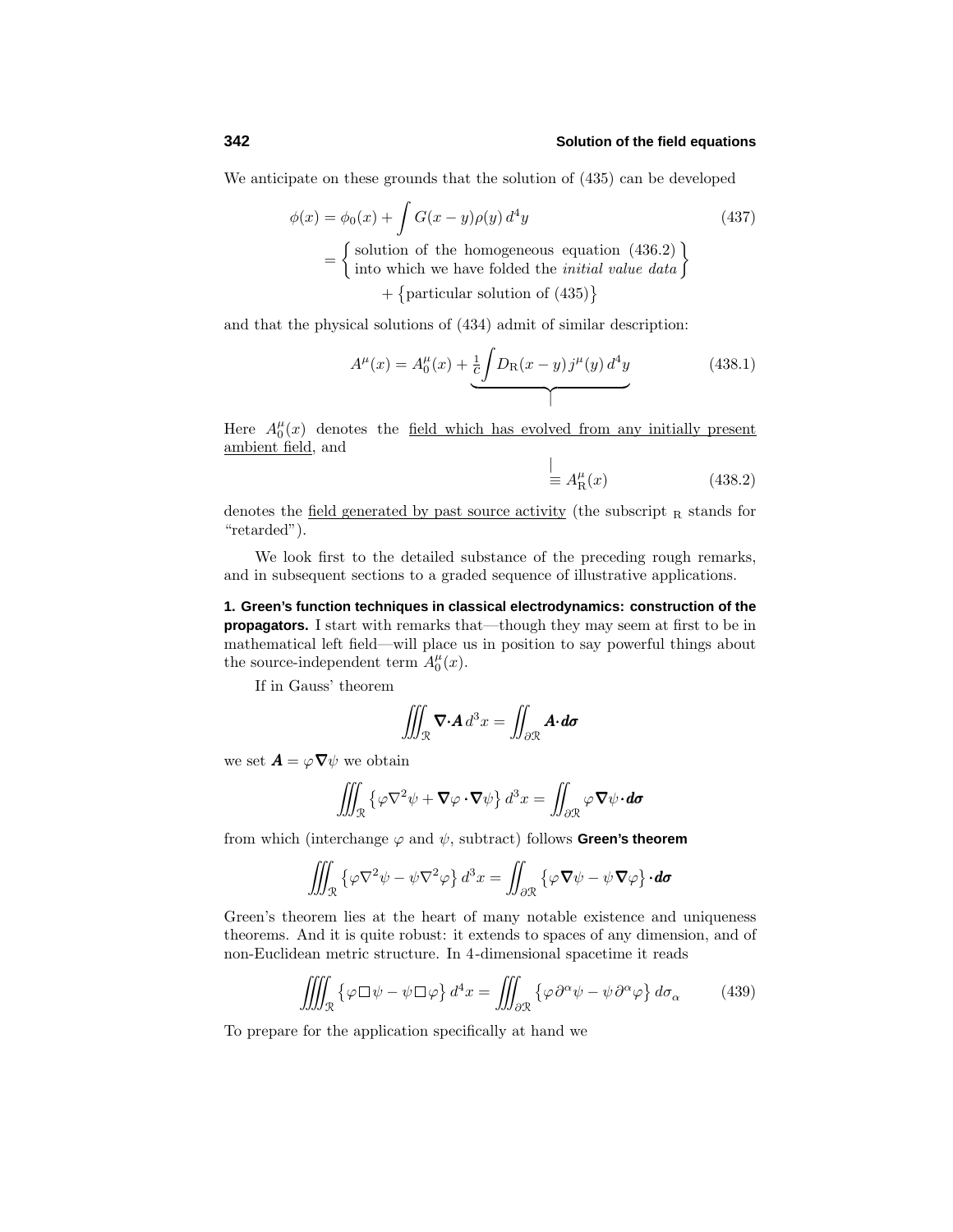We anticipate on these grounds that the solution of (435) can be developed

$$
\begin{aligned}
\phi(x) &= \phi_0(x) + \int G(x-y)\rho(y)\,d^4y \qquad (437)\\
&= \left\{\begin{array}{l}\text{solution of the homogeneous equation (436.2)}\\ \text{into which we have folded the \textit{initial value data}}\end{array}\right\}\\
&\qquad + \big\{\text{particular solution of (435)}\big\}
\end{aligned}
$$

and that the physical solutions of (434) admit of similar description:

$$
A^\mu(x) = A_0^\mu(x) + \underbrace{\tfrac{1}{c}\int D_{\rm R}(x-y)\,j^\mu(y)\,d^4y} \tag{438.1}
$$

Here $A_0^\mu(x)$ denotes the <u>field which has evolved from any initially present ambient field</u>, and

$$
\equiv A_{\rm R}^\mu(x) \tag{438.2}
$$

denotes the <u>field generated by past source activity</u> (the subscript $_{\rm R}$ stands for "retarded").

We look first to the detailed substance of the preceding rough remarks, and in subsequent sections to a graded sequence of illustrative applications.

**1. Green's function techniques in classical electrodynamics: construction of the propagators.** I start with remarks that—though they may seem at first to be in mathematical left field—will place us in position to say powerful things about the source-independent term $A_0^\mu(x)$.

If in Gauss' theorem

$$
\iiint_{\mathcal{R}} \boldsymbol{\nabla}\!\cdot\!\boldsymbol{A}\,d^3x = \iint_{\partial\mathcal{R}} \boldsymbol{A}\!\cdot\!\boldsymbol{d\sigma}
$$

we set $\boldsymbol{A} = \varphi\boldsymbol{\nabla}\psi$ we obtain

$$
\iiint_{\mathcal{R}} \big\{\varphi\nabla^2\psi + \boldsymbol{\nabla}\varphi\cdot\boldsymbol{\nabla}\psi\big\}\,d^3x = \iint_{\partial\mathcal{R}} \varphi\boldsymbol{\nabla}\psi\!\cdot\!\boldsymbol{d\sigma}
$$

from which (interchange $\varphi$ and $\psi$, subtract) follows **Green's theorem**

$$
\iiint_{\mathcal{R}} \big\{\varphi\nabla^2\psi - \psi\nabla^2\varphi\big\}\,d^3x = \iint_{\partial\mathcal{R}} \big\{\varphi\boldsymbol{\nabla}\psi - \psi\boldsymbol{\nabla}\varphi\big\}\!\cdot\!\boldsymbol{d\sigma}
$$

Green's theorem lies at the heart of many notable existence and uniqueness theorems. And it is quite robust: it extends to spaces of any dimension, and of non-Euclidean metric structure. In 4-dimensional spacetime it reads

$$
\iiiint_{\mathcal{R}} \big\{\varphi\,\Box\,\psi - \psi\,\Box\,\varphi\big\}\,d^4x = \iiint_{\partial\mathcal{R}} \big\{\varphi\,\partial^\alpha\psi - \psi\,\partial^\alpha\varphi\big\}\,d\sigma_\alpha \tag{439}
$$

To prepare for the application specifically at hand we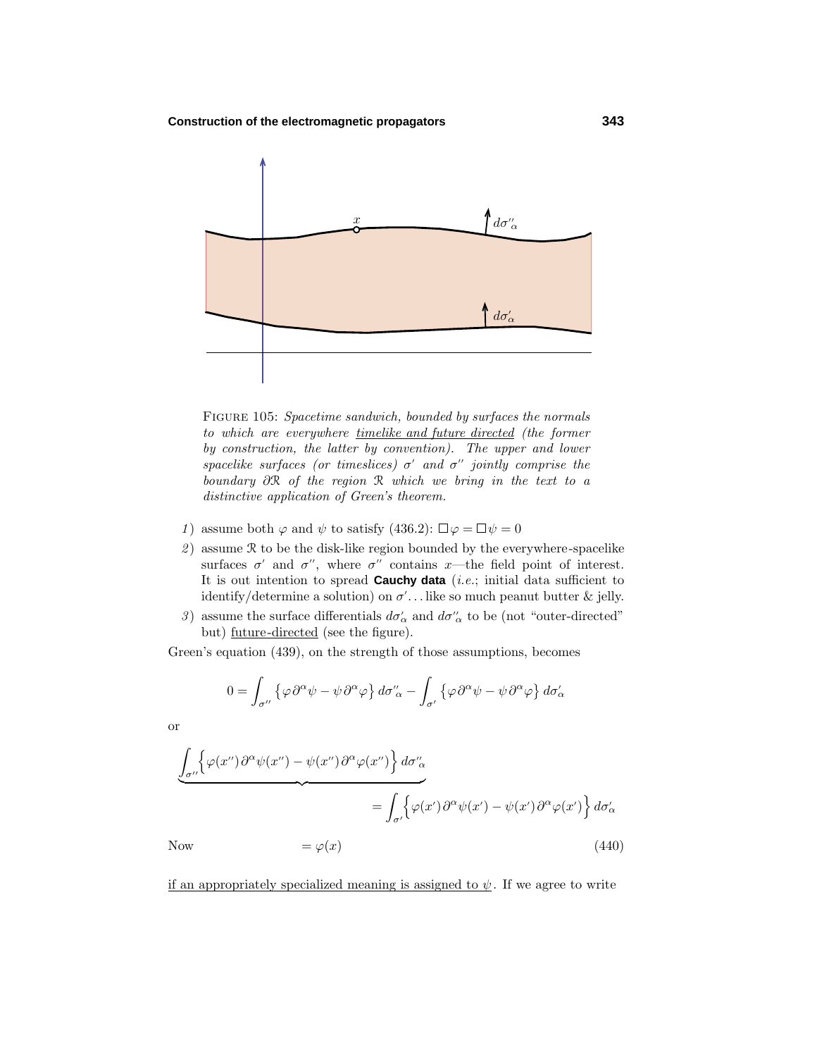FIGURE 105: *Spacetime sandwich, bounded by surfaces the normals to which are everywhere timelike and future directed (the former by construction, the latter by convention). The upper and lower spacelike surfaces (or timeslices) $\sigma'$ and $\sigma''$ jointly comprise the boundary $\partial\mathcal{R}$ of the region $\mathcal{R}$ which we bring in the text to a distinctive application of Green's theorem.*

1) assume both $\varphi$ and $\psi$ to satisfy (436.2): $\Box\varphi = \Box\psi = 0$
2) assume $\mathcal{R}$ to be the disk-like region bounded by the everywhere-spacelike surfaces $\sigma'$ and $\sigma''$, where $\sigma''$ contains $x$—the field point of interest. It is out intention to spread **Cauchy data** (*i.e.*; initial data sufficient to identify/determine a solution) on $\sigma'$... like so much peanut butter & jelly.
3) assume the surface differentials $d\sigma'_\alpha$ and $d\sigma''_\alpha$ to be (not "outer-directed" but) future-directed (see the figure).

Green's equation (439), on the strength of those assumptions, becomes

$$0 = \int_{\sigma''} \big\{ \varphi\,\partial^\alpha\psi - \psi\,\partial^\alpha\varphi \big\}\, d\sigma''_\alpha - \int_{\sigma'} \big\{ \varphi\,\partial^\alpha\psi - \psi\,\partial^\alpha\varphi \big\}\, d\sigma'_\alpha$$

or

$$\underbrace{\int_{\sigma''} \Big\{ \varphi(x'')\,\partial^\alpha\psi(x'') - \psi(x'')\,\partial^\alpha\varphi(x'') \Big\}\, d\sigma''_\alpha}_{} = \int_{\sigma'} \Big\{ \varphi(x')\,\partial^\alpha\psi(x') - \psi(x')\,\partial^\alpha\varphi(x') \Big\}\, d\sigma'_\alpha$$

Now $\qquad = \varphi(x) \qquad (440)$

if an appropriately specialized meaning is assigned to $\psi$. If we agree to write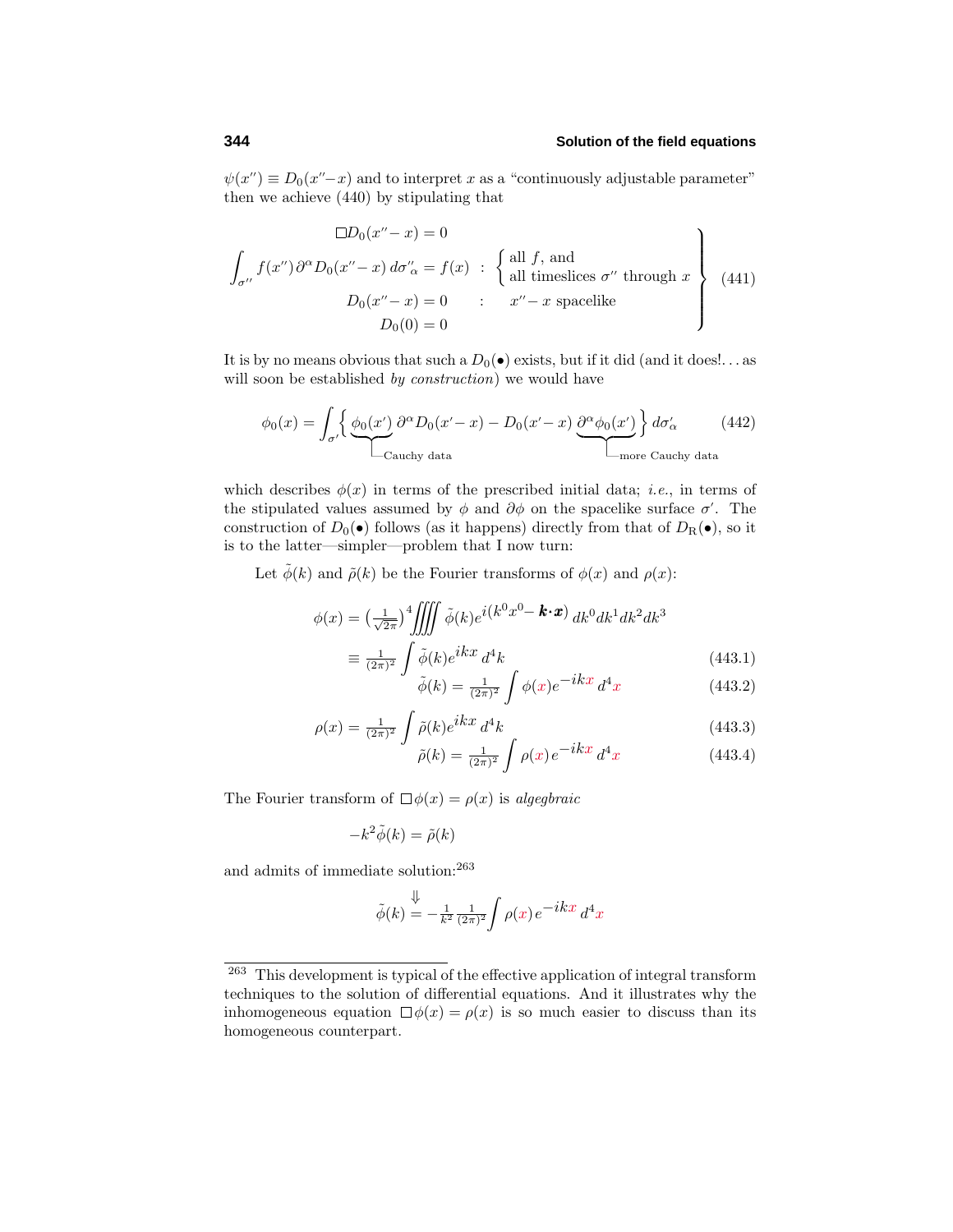$\psi(x'') \equiv D_0(x''-x)$ and to interpret $x$ as a "continuously adjustable parameter" then we achieve (440) by stipulating that

$$
\left.
\begin{aligned}
\Box D_0(x''-x) &= 0 \\
\int_{\sigma''} f(x'')\,\partial^\alpha D_0(x''-x)\,d\sigma''_\alpha &= f(x) \;\;:\;\; \begin{cases}\text{all } f\text{, and}\\ \text{all timeslices } \sigma'' \text{ through } x\end{cases} \\
D_0(x''-x) &= 0 \qquad : \qquad x''-x \text{ spacelike} \\
D_0(0) &= 0
\end{aligned}
\right\} \tag{441}
$$

It is by no means obvious that such a $D_0(\bullet)$ exists, but if it did (and it does!... as will soon be established *by construction*) we would have

$$
\phi_0(x) = \int_{\sigma'} \Big\{ \underbrace{\phi_0(x')}_{\text{Cauchy data}}\,\partial^\alpha D_0(x'-x) - D_0(x'-x)\,\underbrace{\partial^\alpha \phi_0(x')}_{\text{more Cauchy data}} \Big\}\, d\sigma'_\alpha \tag{442}
$$

which describes $\phi(x)$ in terms of the prescribed initial data; *i.e.*, in terms of the stipulated values assumed by $\phi$ and $\partial\phi$ on the spacelike surface $\sigma'$. The construction of $D_0(\bullet)$ follows (as it happens) directly from that of $D_R(\bullet)$, so it is to the latter—simpler—problem that I now turn:

Let $\tilde{\phi}(k)$ and $\tilde{\rho}(k)$ be the Fourier transforms of $\phi(x)$ and $\rho(x)$:

$$
\begin{aligned}
\phi(x) &= \big(\tfrac{1}{\sqrt{2\pi}}\big)^4 \iiiint \tilde{\phi}(k) e^{i(k^0x^0 - \boldsymbol{k}\cdot\boldsymbol{x})}\,dk^0dk^1dk^2dk^3 \\
&\equiv \tfrac{1}{(2\pi)^2}\int \tilde{\phi}(k)e^{ikx}\,d^4k && (443.1)\\
\tilde{\phi}(k) &= \tfrac{1}{(2\pi)^2}\int \phi(x)e^{-ikx}\,d^4x && (443.2)
\end{aligned}
$$

$$
\begin{aligned}
\rho(x) &= \tfrac{1}{(2\pi)^2}\int \tilde{\rho}(k)e^{ikx}\,d^4k && (443.3)\\
\tilde{\rho}(k) &= \tfrac{1}{(2\pi)^2}\int \rho(x)e^{-ikx}\,d^4x && (443.4)
\end{aligned}
$$

The Fourier transform of $\Box\phi(x) = \rho(x)$ is *algegbraic*

$$
-k^2\tilde{\phi}(k) = \tilde{\rho}(k)
$$

and admits of immediate solution:[263]

$$
\Downarrow
$$

$$
\tilde{\phi}(k) = -\tfrac{1}{k^2}\tfrac{1}{(2\pi)^2}\int \rho(x)\,e^{-ikx}\,d^4x
$$

---

[263] This development is typical of the effective application of integral transform techniques to the solution of differential equations. And it illustrates why the inhomogeneous equation $\Box\phi(x) = \rho(x)$ is so much easier to discuss than its homogeneous counterpart.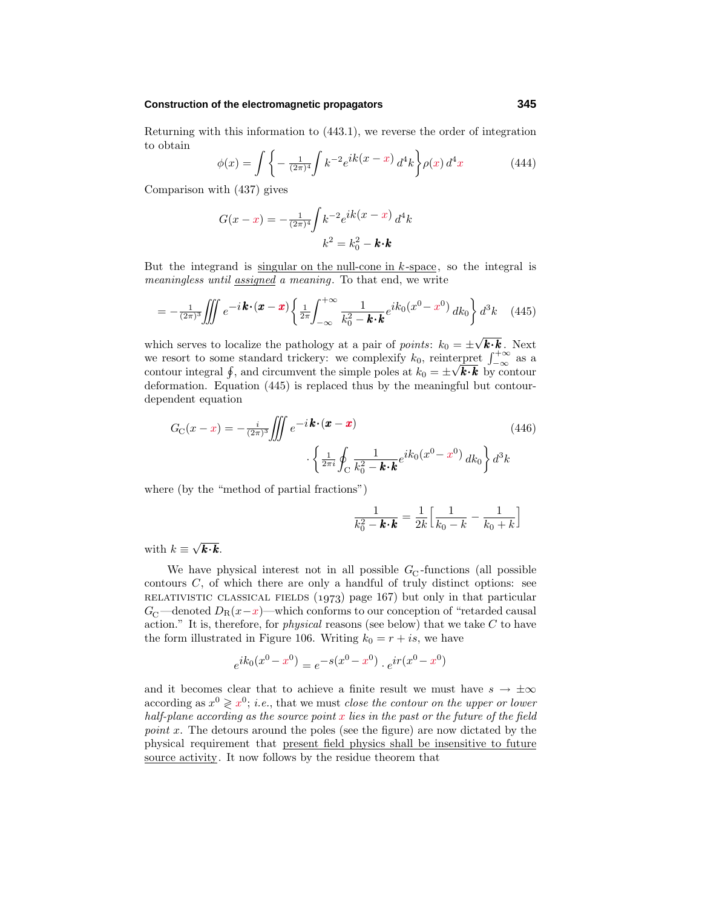Returning with this information to (443.1), we reverse the order of integration to obtain

$$\phi(x) = \int \left\{ -\tfrac{1}{(2\pi)^4}\int k^{-2} e^{ik(x-x)}\,d^4k \right\} \rho(x)\,d^4x \tag{444}$$

Comparison with (437) gives

$$G(x-x) = -\tfrac{1}{(2\pi)^4}\int k^{-2} e^{ik(x-x)}\,d^4k$$

$$k^2 = k_0^2 - \boldsymbol{k}\cdot\boldsymbol{k}$$

But the integrand is singular on the null-cone in $k$-space, so the integral is *meaningless until assigned a meaning*. To that end, we write

$$= -\tfrac{1}{(2\pi)^3}\iiint e^{-i\boldsymbol{k}\cdot(\boldsymbol{x}-\boldsymbol{x})}\left\{ \tfrac{1}{2\pi}\int_{-\infty}^{+\infty} \frac{1}{k_0^2 - \boldsymbol{k}\cdot\boldsymbol{k}} e^{ik_0(x^0 - x^0)}\,dk_0 \right\} d^3k \tag{445}$$

which serves to localize the pathology at a pair of *points*: $k_0 = \pm\sqrt{\boldsymbol{k}\cdot\boldsymbol{k}}$. Next we resort to some standard trickery: we complexify $k_0$, reinterpret $\int_{-\infty}^{+\infty}$ as a contour integral $\oint$, and circumvent the simple poles at $k_0 = \pm\sqrt{\boldsymbol{k}\cdot\boldsymbol{k}}$ by contour deformation. Equation (445) is replaced thus by the meaningful but contour-dependent equation

$$G_{\text{C}}(x-x) = -\tfrac{i}{(2\pi)^3}\iiint e^{-i\boldsymbol{k}\cdot(\boldsymbol{x}-\boldsymbol{x})} \cdot \left\{ \tfrac{1}{2\pi i}\oint_{\text{C}} \frac{1}{k_0^2 - \boldsymbol{k}\cdot\boldsymbol{k}} e^{ik_0(x^0 - x^0)}\,dk_0 \right\} d^3k \tag{446}$$

where (by the "method of partial fractions")

$$\frac{1}{k_0^2 - \boldsymbol{k}\cdot\boldsymbol{k}} = \frac{1}{2k}\left[\frac{1}{k_0 - k} - \frac{1}{k_0 + k}\right]$$

with $k \equiv \sqrt{\boldsymbol{k}\cdot\boldsymbol{k}}$.

We have physical interest not in all possible $G_{\text{C}}$-functions (all possible contours $C$, of which there are only a handful of truly distinct options: see RELATIVISTIC CLASSICAL FIELDS (1973) page 167) but only in that particular $G_{\text{C}}$—denoted $D_{\text{R}}(x-x)$—which conforms to our conception of "retarded causal action." It is, therefore, for *physical* reasons (see below) that we take $C$ to have the form illustrated in Figure 106. Writing $k_0 = r + is$, we have

$$e^{ik_0(x^0 - x^0)} = e^{-s(x^0 - x^0)} \cdot e^{ir(x^0 - x^0)}$$

and it becomes clear that to achieve a finite result we must have $s \to \pm\infty$ according as $x^0 \gtrless x^0$; *i.e.*, that we must *close the contour on the upper or lower half-plane according as the source point $x$ lies in the past or the future of the field point $x$*. The detours around the poles (see the figure) are now dictated by the physical requirement that present field physics shall be insensitive to future source activity. It now follows by the residue theorem that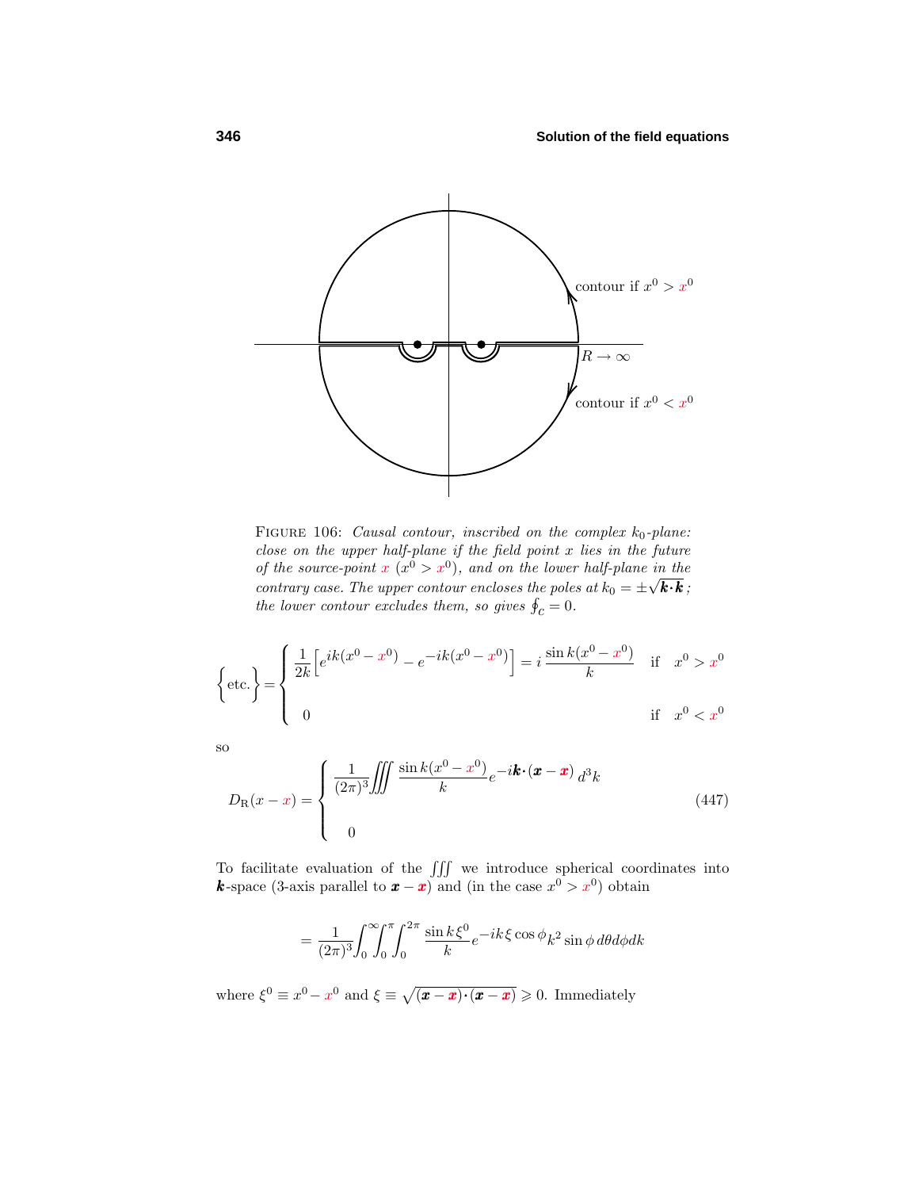FIGURE 106: *Causal contour, inscribed on the complex $k_0$-plane: close on the upper half-plane if the field point $x$ lies in the future of the source-point $x$ ($x^0 > x^0$), and on the lower half-plane in the contrary case. The upper contour encloses the poles at $k_0 = \pm\sqrt{\boldsymbol{k}\cdot\boldsymbol{k}}$; the lower contour excludes them, so gives $\oint_C = 0$.*

$$
\Big\{\text{etc.}\Big\} = \begin{cases} \dfrac{1}{2k}\Big[e^{ik(x^0 - x^0)} - e^{-ik(x^0 - x^0)}\Big] = i\,\dfrac{\sin k(x^0 - x^0)}{k} & \text{if} \quad x^0 > x^0 \\[2ex] 0 & \text{if} \quad x^0 < x^0 \end{cases}
$$

so

$$
D_{\text{R}}(x - x) = \begin{cases} \dfrac{1}{(2\pi)^3}\displaystyle\iiint \dfrac{\sin k(x^0 - x^0)}{k} e^{-i\boldsymbol{k}\cdot(\boldsymbol{x} - \boldsymbol{x})}\, d^3k \\[3ex] 0 \end{cases} \tag{447}
$$

To facilitate evaluation of the $\iiint$ we introduce spherical coordinates into $\boldsymbol{k}$-space (3-axis parallel to $\boldsymbol{x} - \boldsymbol{x}$) and (in the case $x^0 > x^0$) obtain

$$
= \frac{1}{(2\pi)^3}\int_0^\infty\!\!\int_0^\pi\!\!\int_0^{2\pi} \frac{\sin k\,\xi^0}{k} e^{-ik\,\xi\cos\phi} k^2 \sin\phi\, d\theta d\phi dk
$$

where $\xi^0 \equiv x^0 - x^0$ and $\xi \equiv \sqrt{(\boldsymbol{x} - \boldsymbol{x})\cdot(\boldsymbol{x} - \boldsymbol{x})} \geqslant 0$. Immediately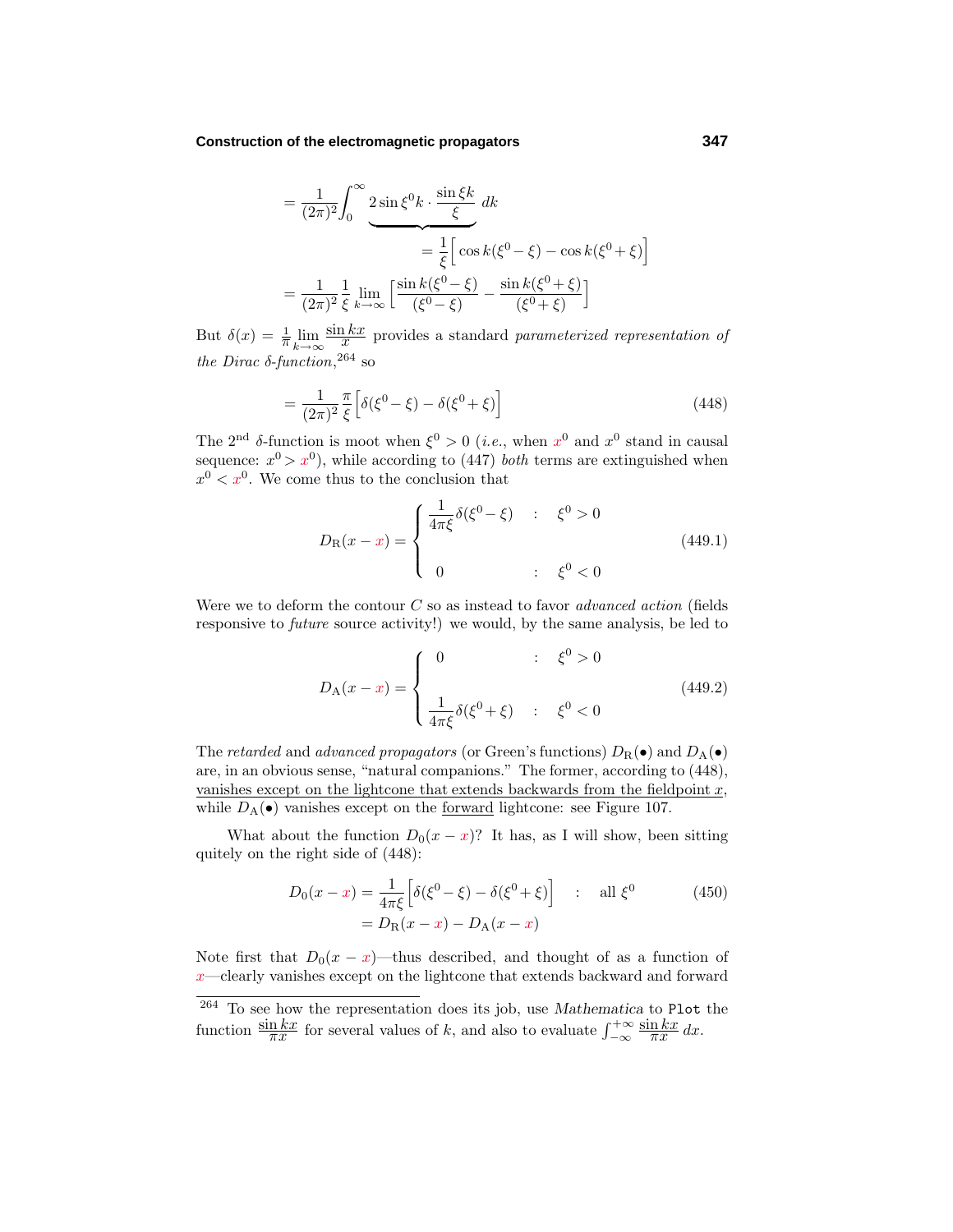$$= \frac{1}{(2\pi)^2}\int_0^\infty \underbrace{2\sin\xi^0 k\cdot\frac{\sin\xi k}{\xi}}_{\displaystyle =\frac{1}{\xi}\Big[\cos k(\xi^0-\xi)-\cos k(\xi^0+\xi)\Big]}\,dk$$

$$= \frac{1}{(2\pi)^2}\frac{1}{\xi}\lim_{k\to\infty}\Big[\frac{\sin k(\xi^0-\xi)}{(\xi^0-\xi)}-\frac{\sin k(\xi^0+\xi)}{(\xi^0+\xi)}\Big]$$

But $\delta(x) = \frac{1}{\pi}\lim\limits_{k\to\infty}\frac{\sin kx}{x}$ provides a standard *parameterized representation of the Dirac δ-function*,[264] so

$$= \frac{1}{(2\pi)^2}\frac{\pi}{\xi}\Big[\delta(\xi^0-\xi)-\delta(\xi^0+\xi)\Big] \tag{448}$$

The $2^{\text{nd}}$ δ-function is moot when $\xi^0>0$ (*i.e.*, when $x^0$ and $x^0$ stand in causal sequence: $x^0 > x^0$), while according to (447) *both* terms are extinguished when $x^0 < x^0$. We come thus to the conclusion that

$$D_\text{R}(x-x) = \begin{cases} \dfrac{1}{4\pi\xi}\delta(\xi^0-\xi) & : \quad \xi^0>0 \\[2ex] 0 & : \quad \xi^0<0 \end{cases} \tag{449.1}$$

Were we to deform the contour $C$ so as instead to favor *advanced action* (fields responsive to *future* source activity!) we would, by the same analysis, be led to

$$D_\text{A}(x-x) = \begin{cases} 0 & : \quad \xi^0>0 \\[2ex] \dfrac{1}{4\pi\xi}\delta(\xi^0+\xi) & : \quad \xi^0<0 \end{cases} \tag{449.2}$$

The *retarded* and *advanced propagators* (or Green's functions) $D_\text{R}(\bullet)$ and $D_\text{A}(\bullet)$ are, in an obvious sense, "natural companions." The former, according to (448), vanishes except on the lightcone that extends backwards from the fieldpoint $x$, while $D_\text{A}(\bullet)$ vanishes except on the forward lightcone: see Figure 107.

What about the function $D_0(x-x)$? It has, as I will show, been sitting quitely on the right side of (448):

$$\begin{aligned} D_0(x-x) &= \frac{1}{4\pi\xi}\Big[\delta(\xi^0-\xi)-\delta(\xi^0+\xi)\Big] \quad : \quad \text{all } \xi^0 \\ &= D_\text{R}(x-x) - D_\text{A}(x-x) \end{aligned} \tag{450}$$

Note first that $D_0(x-x)$—thus described, and thought of as a function of $x$—clearly vanishes except on the lightcone that extends backward and forward

---

[264] To see how the representation does its job, use *Mathematica* to `Plot` the function $\frac{\sin kx}{\pi x}$ for several values of $k$, and also to evaluate $\int_{-\infty}^{+\infty}\frac{\sin kx}{\pi x}\,dx$.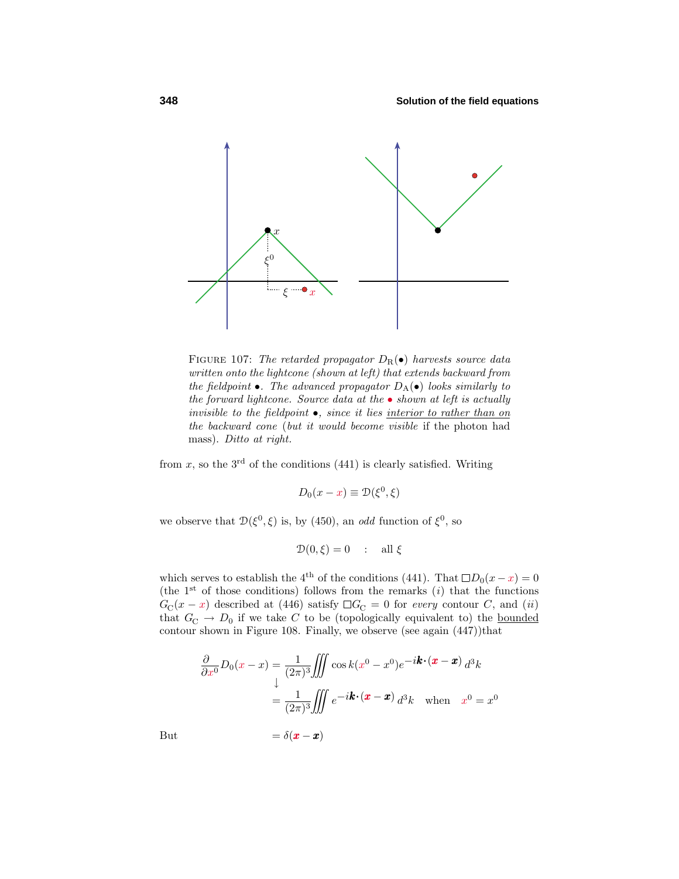FIGURE 107: *The retarded propagator $D_{\text{R}}(\bullet)$ harvests source data written onto the lightcone (shown at left) that extends backward from the fieldpoint $\bullet$. The advanced propagator $D_{\text{A}}(\bullet)$ looks similarly to the forward lightcone. Source data at the $\bullet$ shown at left is actually invisible to the fieldpoint $\bullet$, since it lies* <u>*interior to rather than on*</u> *the backward cone* (*but it would become visible* if the photon had mass). *Ditto at right.*

from $x$, so the 3rd of the conditions (441) is clearly satisfied. Writing

$$D_0(x - x) \equiv \mathcal{D}(\xi^0, \xi)$$

we observe that $\mathcal{D}(\xi^0, \xi)$ is, by (450), an *odd* function of $\xi^0$, so

$$\mathcal{D}(0, \xi) = 0 \quad : \quad \text{all } \xi$$

which serves to establish the 4th of the conditions (441). That $\Box D_0(x - x) = 0$ (the 1st of those conditions) follows from the remarks (*i*) that the functions $G_{\text{C}}(x - x)$ described at (446) satisfy $\Box G_{\text{C}} = 0$ for *every* contour $C$, and (*ii*) that $G_{\text{C}} \to D_0$ if we take $C$ to be (topologically equivalent to) the <u>bounded</u> contour shown in Figure 108. Finally, we observe (see again (447))that

$$\begin{aligned}
\frac{\partial}{\partial x^0} D_0(x - x) &= \frac{1}{(2\pi)^3} \iiint \cos k(x^0 - x^0) e^{-i\boldsymbol{k}\cdot(\boldsymbol{x} - \boldsymbol{x})}\, d^3k \\
&\downarrow \\
&= \frac{1}{(2\pi)^3} \iiint e^{-i\boldsymbol{k}\cdot(\boldsymbol{x} - \boldsymbol{x})}\, d^3k \quad \text{when} \quad x^0 = x^0
\end{aligned}$$

But $$= \delta(\boldsymbol{x} - \boldsymbol{x})$$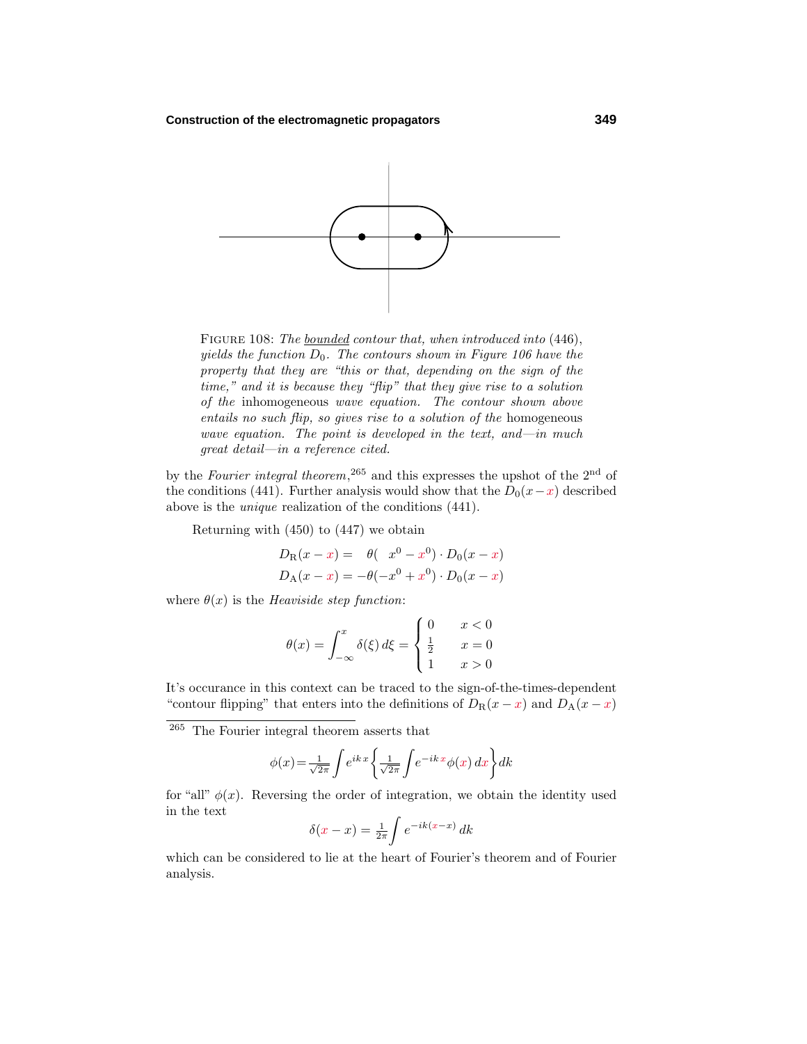FIGURE 108: *The* <u>bounded</u> *contour that, when introduced into* (446), *yields the function* $D_0$. *The contours shown in Figure 106 have the property that they are "this or that, depending on the sign of the time," and it is because they "flip" that they give rise to a solution of the* inhomogeneous *wave equation. The contour shown above entails no such flip, so gives rise to a solution of the* homogeneous *wave equation. The point is developed in the text, and—in much great detail—in a reference cited.*

by the *Fourier integral theorem*,[265] and this expresses the upshot of the 2nd of the conditions (441). Further analysis would show that the $D_0(x-x)$ described above is the *unique* realization of the conditions (441).

Returning with (450) to (447) we obtain

$$D_{\text{R}}(x-x) = \quad \theta(\ \ x^0 - x^0)\cdot D_0(x-x)$$
$$D_{\text{A}}(x-x) = -\theta(-x^0 + x^0)\cdot D_0(x-x)$$

where $\theta(x)$ is the *Heaviside step function*:

$$\theta(x) = \int_{-\infty}^{x} \delta(\xi)\, d\xi = \begin{cases} 0 & x<0 \\ \frac{1}{2} & x=0 \\ 1 & x>0 \end{cases}$$

It's occurance in this context can be traced to the sign-of-the-times-dependent "contour flipping" that enters into the definitions of $D_{\text{R}}(x-x)$ and $D_{\text{A}}(x-x)$

---

[265] The Fourier integral theorem asserts that

$$\phi(x) = \tfrac{1}{\sqrt{2\pi}}\int e^{ikx}\left\{\tfrac{1}{\sqrt{2\pi}}\int e^{-ikx}\phi(x)\,dx\right\}dk$$

for "all" $\phi(x)$. Reversing the order of integration, we obtain the identity used in the text

$$\delta(x-x) = \tfrac{1}{2\pi}\int e^{-ik(x-x)}\,dk$$

which can be considered to lie at the heart of Fourier's theorem and of Fourier analysis.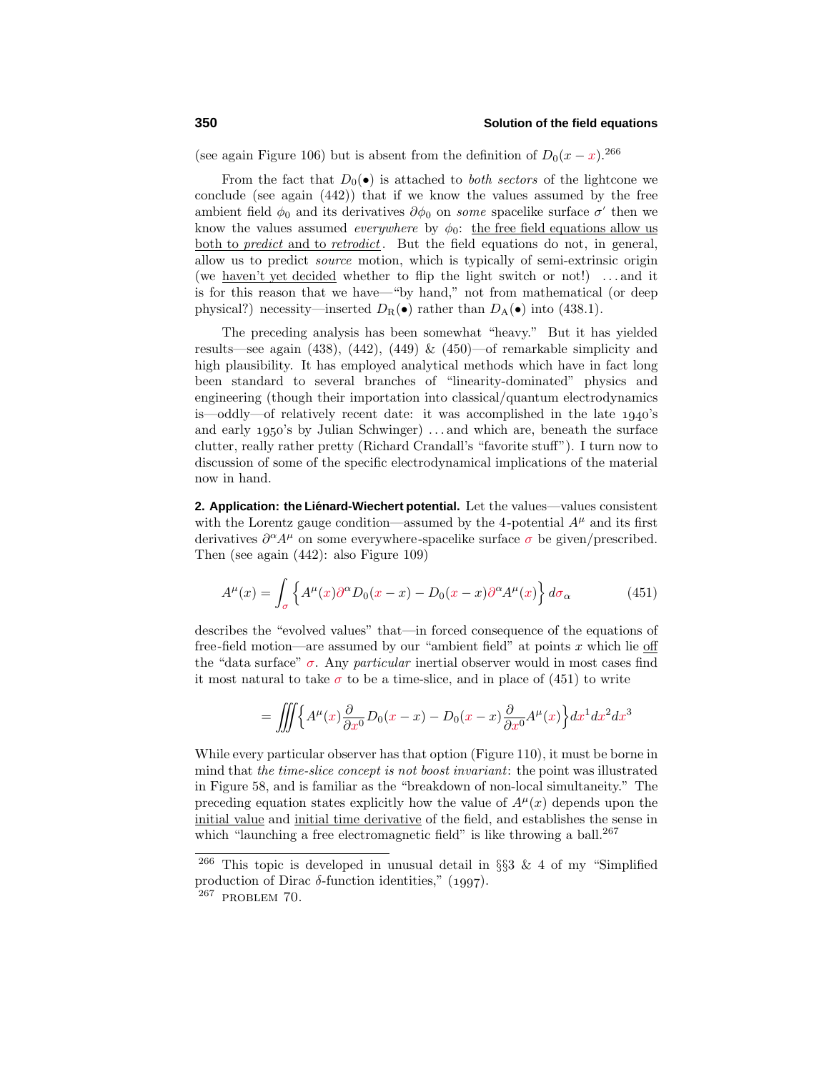(see again Figure 106) but is absent from the definition of $D_0(x - \textcolor{red}{x})$.[266]

From the fact that $D_0(\bullet)$ is attached to *both sectors* of the lightcone we conclude (see again (442)) that if we know the values assumed by the free ambient field $\phi_0$ and its derivatives $\partial\phi_0$ on *some* spacelike surface $\sigma'$ then we know the values assumed *everywhere* by $\phi_0$: the free field equations allow us both to *predict* and to *retrodict*. But the field equations do not, in general, allow us to predict *source* motion, which is typically of semi-extrinsic origin (we haven't yet decided whether to flip the light switch or not!) …and it is for this reason that we have—"by hand," not from mathematical (or deep physical?) necessity—inserted $D_\text{R}(\bullet)$ rather than $D_\text{A}(\bullet)$ into (438.1).

The preceding analysis has been somewhat "heavy." But it has yielded results—see again (438), (442), (449) & (450)—of remarkable simplicity and high plausibility. It has employed analytical methods which have in fact long been standard to several branches of "linearity-dominated" physics and engineering (though their importation into classical/quantum electrodynamics is—oddly—of relatively recent date: it was accomplished in the late 1940's and early 1950's by Julian Schwinger) …and which are, beneath the surface clutter, really rather pretty (Richard Crandall's "favorite stuff"). I turn now to discussion of some of the specific electrodynamical implications of the material now in hand.

**2. Application: the Liénard-Wiechert potential.** Let the values—values consistent with the Lorentz gauge condition—assumed by the 4-potential $A^\mu$ and its first derivatives $\partial^\alpha A^\mu$ on some everywhere-spacelike surface $\textcolor{red}{\sigma}$ be given/prescribed. Then (see again (442): also Figure 109)

$$A^\mu(x) = \int_{\textcolor{red}{\sigma}} \Big\{ A^\mu(\textcolor{red}{x})\textcolor{red}{\partial}^\alpha D_0(\textcolor{red}{x} - x) - D_0(\textcolor{red}{x} - x)\textcolor{red}{\partial}^\alpha A^\mu(\textcolor{red}{x}) \Big\}\, d\textcolor{red}{\sigma}_\alpha \tag{451}$$

describes the "evolved values" that—in forced consequence of the equations of free-field motion—are assumed by our "ambient field" at points $x$ which lie off the "data surface" $\textcolor{red}{\sigma}$. Any *particular* inertial observer would in most cases find it most natural to take $\textcolor{red}{\sigma}$ to be a time-slice, and in place of (451) to write

$$= \iiint \Big\{ A^\mu(\textcolor{red}{x}) \frac{\partial}{\partial \textcolor{red}{x}^0} D_0(\textcolor{red}{x} - x) - D_0(\textcolor{red}{x} - x) \frac{\partial}{\partial \textcolor{red}{x}^0} A^\mu(\textcolor{red}{x}) \Big\} d\textcolor{red}{x}^1 d\textcolor{red}{x}^2 d\textcolor{red}{x}^3$$

While every particular observer has that option (Figure 110), it must be borne in mind that *the time-slice concept is not boost invariant*: the point was illustrated in Figure 58, and is familiar as the "breakdown of non-local simultaneity." The preceding equation states explicitly how the value of $A^\mu(x)$ depends upon the initial value and initial time derivative of the field, and establishes the sense in which "launching a free electromagnetic field" is like throwing a ball.[267]

---

[266] This topic is developed in unusual detail in §§3 & 4 of my "Simplified production of Dirac δ-function identities," (1997).

[267] PROBLEM 70.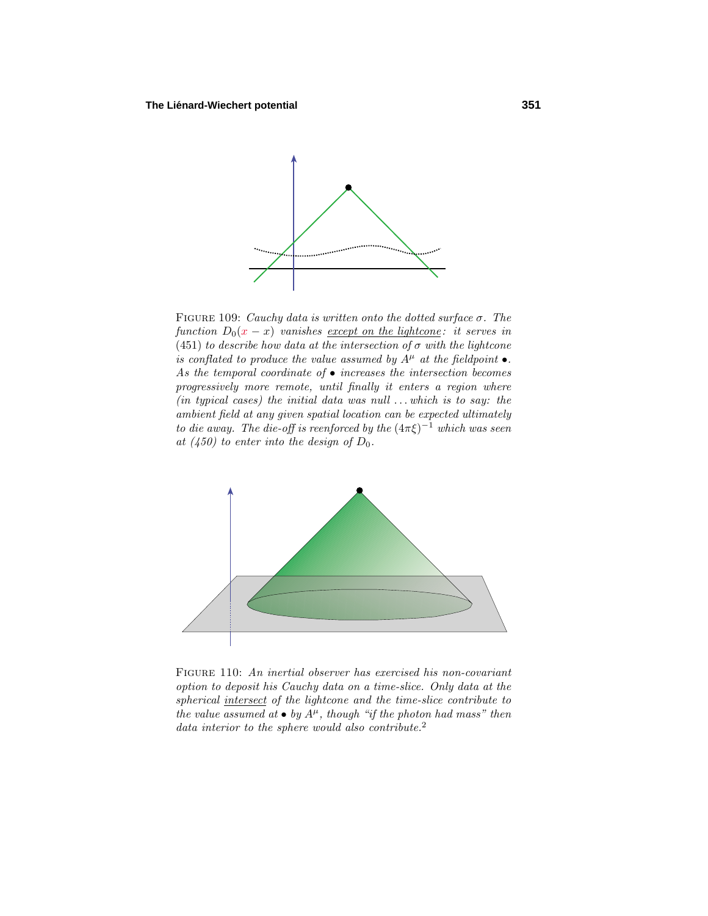FIGURE 109: *Cauchy data is written onto the dotted surface $\sigma$. The function $D_0(x - x)$ vanishes* <u>*except on the lightcone*</u>*: it serves in* (451) *to describe how data at the intersection of $\sigma$ with the lightcone is conflated to produce the value assumed by $A^\mu$ at the fieldpoint $\bullet$. As the temporal coordinate of $\bullet$ increases the intersection becomes progressively more remote, until finally it enters a region where (in typical cases) the initial data was null . . . which is to say: the ambient field at any given spatial location can be expected ultimately to die away. The die-off is reenforced by the $(4\pi\xi)^{-1}$ which was seen at (450) to enter into the design of $D_0$.*

FIGURE 110: *An inertial observer has exercised his non-covariant option to deposit his Cauchy data on a time-slice. Only data at the spherical* <u>*intersect*</u> *of the lightcone and the time-slice contribute to the value assumed at $\bullet$ by $A^\mu$, though "if the photon had mass" then data interior to the sphere would also contribute.*[2]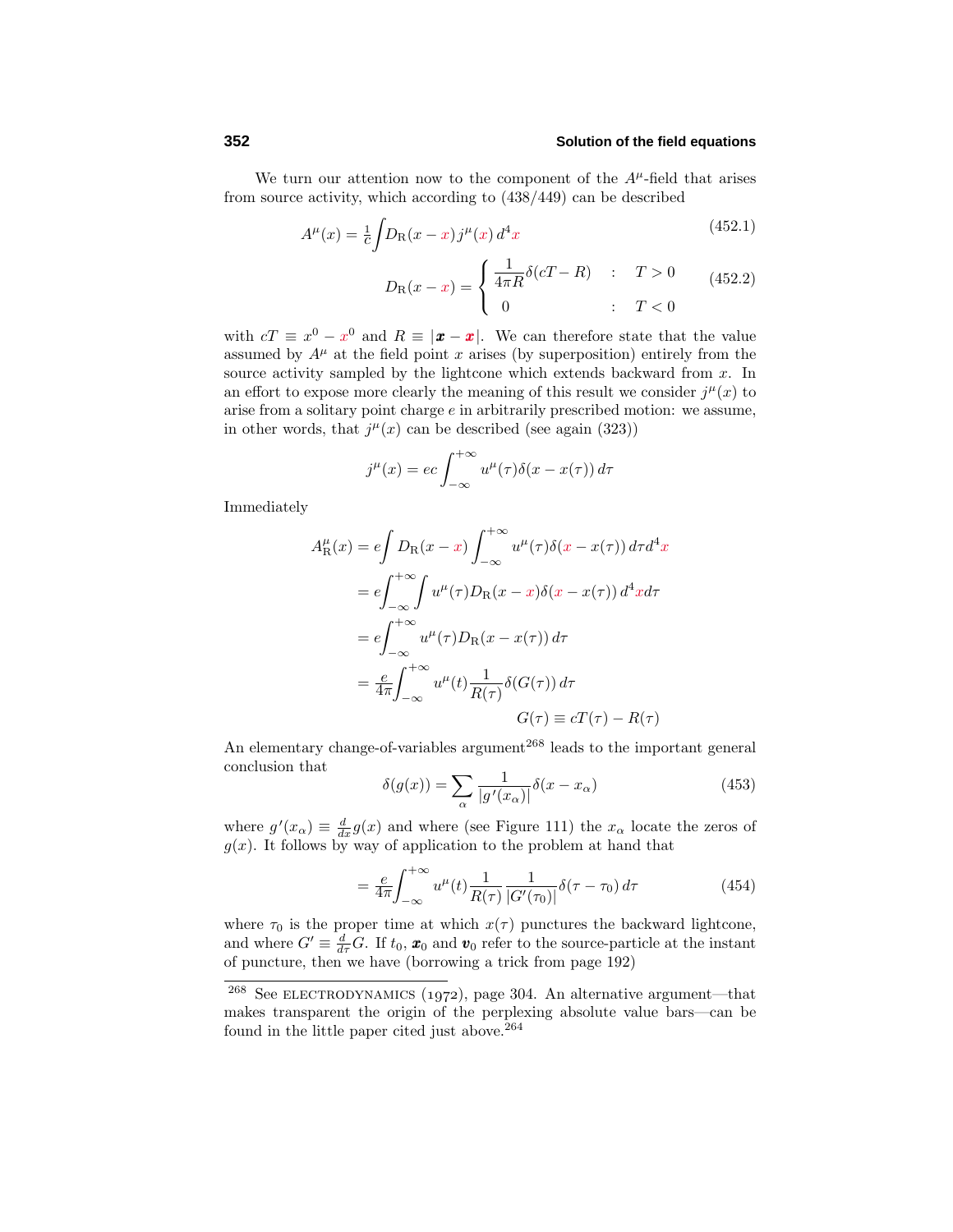We turn our attention now to the component of the $A^\mu$-field that arises from source activity, which according to (438/449) can be described

$$A^\mu(x) = \tfrac{1}{c}\int D_{\rm R}(x - \mathrm{x})\, j^\mu(\mathrm{x})\, d^4\mathrm{x} \tag{452.1}$$

$$D_{\rm R}(x-\mathrm{x}) = \begin{cases} \dfrac{1}{4\pi R}\delta(cT - R) & : \quad T > 0 \\ 0 & : \quad T < 0 \end{cases} \tag{452.2}$$

with $cT \equiv x^0 - \mathrm{x}^0$ and $R \equiv |\boldsymbol{x} - \boldsymbol{\mathrm{x}}|$. We can therefore state that the value assumed by $A^\mu$ at the field point $x$ arises (by superposition) entirely from the source activity sampled by the lightcone which extends backward from $x$. In an effort to expose more clearly the meaning of this result we consider $j^\mu(x)$ to arise from a solitary point charge $e$ in arbitrarily prescribed motion: we assume, in other words, that $j^\mu(x)$ can be described (see again (323))

$$j^\mu(x) = ec\int_{-\infty}^{+\infty} u^\mu(\tau)\delta(x - x(\tau))\, d\tau$$

Immediately

$$\begin{aligned}
A^\mu_{\rm R}(x) &= e\int D_{\rm R}(x-\mathrm{x})\int_{-\infty}^{+\infty} u^\mu(\tau)\delta(\mathrm{x} - x(\tau))\, d\tau d^4\mathrm{x} \\
&= e\int_{-\infty}^{+\infty}\int u^\mu(\tau) D_{\rm R}(x-\mathrm{x})\delta(\mathrm{x} - x(\tau))\, d^4\mathrm{x} d\tau \\
&= e\int_{-\infty}^{+\infty} u^\mu(\tau) D_{\rm R}(x - x(\tau))\, d\tau \\
&= \tfrac{e}{4\pi}\int_{-\infty}^{+\infty} u^\mu(t)\frac{1}{R(\tau)}\delta(G(\tau))\, d\tau \\
&\qquad\qquad\qquad G(\tau) \equiv cT(\tau) - R(\tau)
\end{aligned}$$

An elementary change-of-variables argument[268] leads to the important general conclusion that

$$\delta(g(x)) = \sum_\alpha \frac{1}{|g'(x_\alpha)|}\delta(x - x_\alpha) \tag{453}$$

where $g'(x_\alpha) \equiv \frac{d}{dx}g(x)$ and where (see Figure 111) the $x_\alpha$ locate the zeros of $g(x)$. It follows by way of application to the problem at hand that

$$= \tfrac{e}{4\pi}\int_{-\infty}^{+\infty} u^\mu(t)\frac{1}{R(\tau)}\frac{1}{|G'(\tau_0)|}\delta(\tau - \tau_0)\, d\tau \tag{454}$$

where $\tau_0$ is the proper time at which $x(\tau)$ punctures the backward lightcone, and where $G' \equiv \frac{d}{d\tau}G$. If $t_0$, $\boldsymbol{x}_0$ and $\boldsymbol{v}_0$ refer to the source-particle at the instant of puncture, then we have (borrowing a trick from page 192)

---

[268] See ELECTRODYNAMICS (1972), page 304. An alternative argument—that makes transparent the origin of the perplexing absolute value bars—can be found in the little paper cited just above.[264]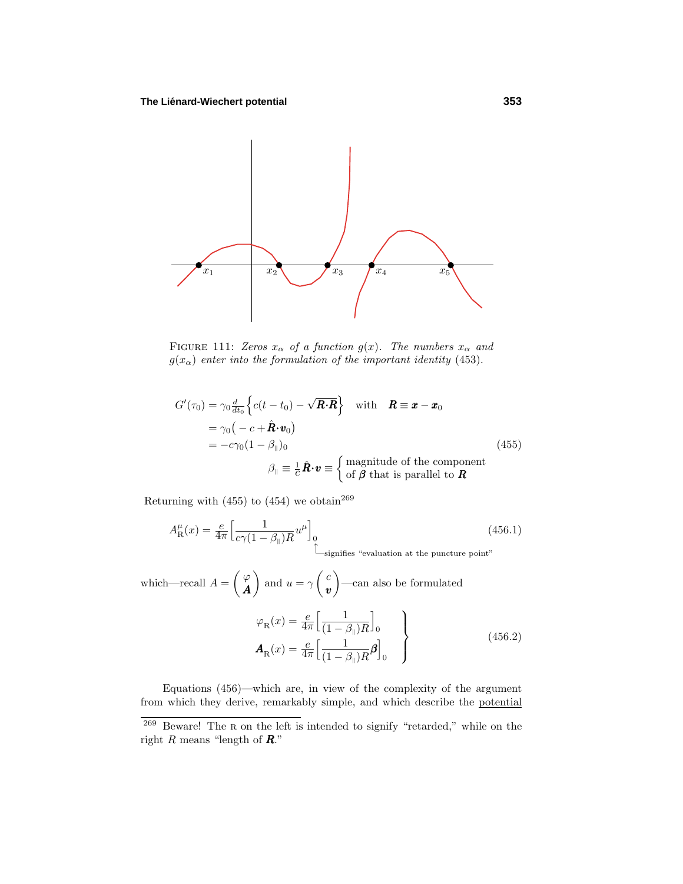FIGURE 111: *Zeros $x_\alpha$ of a function $g(x)$. The numbers $x_\alpha$ and $g(x_\alpha)$ enter into the formulation of the important identity* (453).

$$
\begin{aligned}
G'(\tau_0) &= \gamma_0 \tfrac{d}{dt_0}\Big\{c(t-t_0) - \sqrt{\boldsymbol{R}\cdot\boldsymbol{R}}\Big\} \quad \text{with} \quad \boldsymbol{R} \equiv \boldsymbol{x} - \boldsymbol{x}_0 \\
&= \gamma_0\big(-c + \hat{\boldsymbol{R}}\cdot\boldsymbol{v}_0\big) \\
&= -c\gamma_0(1-\beta_\parallel)_0 \\
&\qquad\qquad \beta_\parallel \equiv \tfrac{1}{c}\hat{\boldsymbol{R}}\cdot\boldsymbol{v} \equiv \begin{cases}\text{magnitude of the component} \\ \text{of } \boldsymbol{\beta} \text{ that is parallel to } \boldsymbol{R}\end{cases}
\end{aligned}
\tag{455}
$$

Returning with (455) to (454) we obtain[269]

$$
A^\mu_{\mathrm{R}}(x) = \tfrac{e}{4\pi}\Big[\frac{1}{c\gamma(1-\beta_\parallel)R}u^\mu\Big]_0 \tag{456.1}
$$

where the subscript $0$ signifies "evaluation at the puncture point"

which—recall $A = \begin{pmatrix}\varphi \\ \boldsymbol{A}\end{pmatrix}$ and $u = \gamma\begin{pmatrix}c \\ \boldsymbol{v}\end{pmatrix}$—can also be formulated

$$
\left.
\begin{aligned}
\varphi_{\mathrm{R}}(x) &= \tfrac{e}{4\pi}\Big[\frac{1}{(1-\beta_\parallel)R}\Big]_0 \\
\boldsymbol{A}_{\mathrm{R}}(x) &= \tfrac{e}{4\pi}\Big[\frac{1}{(1-\beta_\parallel)R}\boldsymbol{\beta}\Big]_0
\end{aligned}
\right\}
\tag{456.2}
$$

Equations (456)—which are, in view of the complexity of the argument from which they derive, remarkably simple, and which describe the potential

---

[269] Beware! The R on the left is intended to signify "retarded," while on the right $R$ means "length of $\boldsymbol{R}$."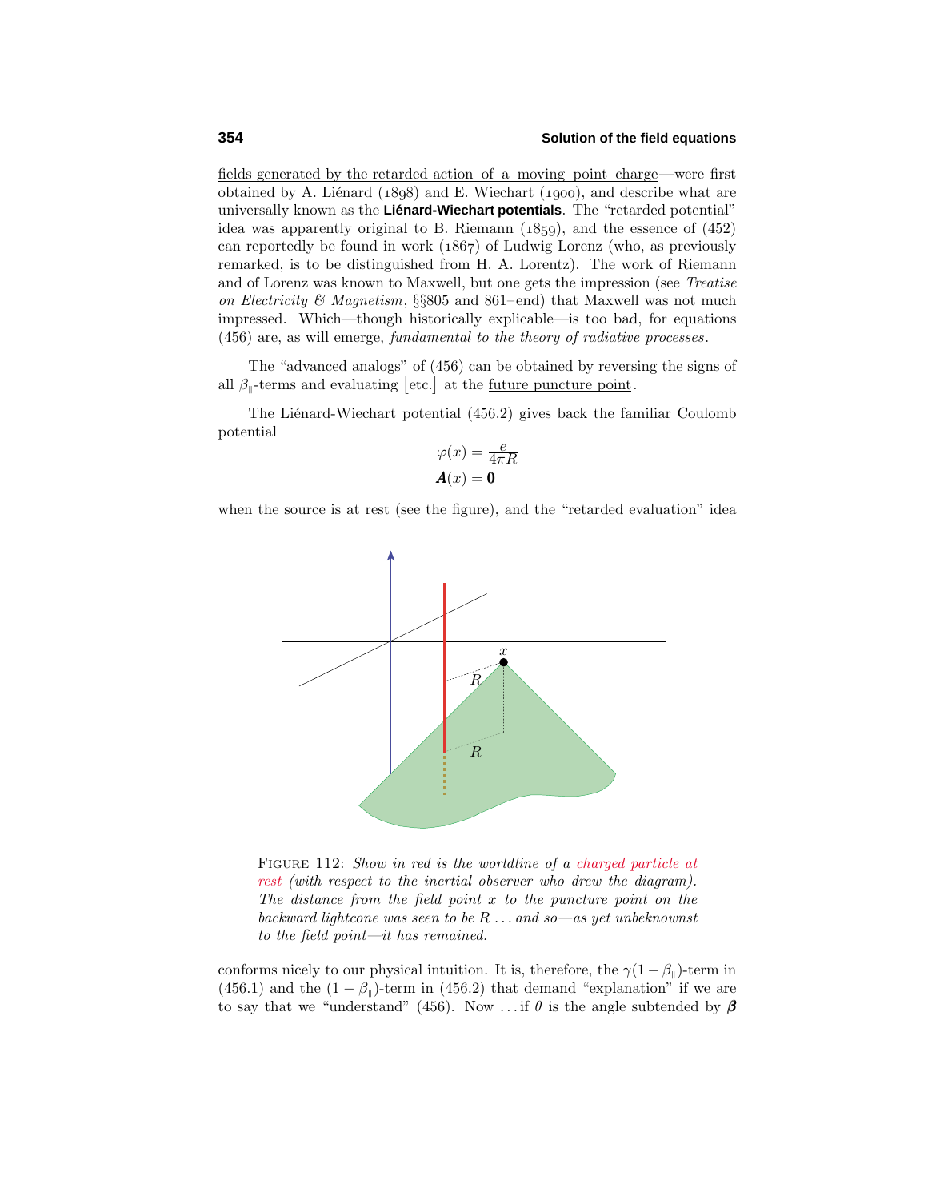fields generated by the retarded action of a moving point charge—were first obtained by A. Liénard (1898) and E. Wiechart (1900), and describe what are universally known as the **Liénard-Wiechart potentials**. The "retarded potential" idea was apparently original to B. Riemann (1859), and the essence of (452) can reportedly be found in work (1867) of Ludwig Lorenz (who, as previously remarked, is to be distinguished from H. A. Lorentz). The work of Riemann and of Lorenz was known to Maxwell, but one gets the impression (see *Treatise on Electricity & Magnetism*, §§805 and 861–end) that Maxwell was not much impressed. Which—though historically explicable—is too bad, for equations (456) are, as will emerge, *fundamental to the theory of radiative processes*.

The "advanced analogs" of (456) can be obtained by reversing the signs of all $\beta_\parallel$-terms and evaluating [etc.] at the future puncture point.

The Liénard-Wiechart potential (456.2) gives back the familiar Coulomb potential

$$\varphi(x) = \frac{e}{4\pi R}$$
$$\boldsymbol{A}(x) = \boldsymbol{0}$$

when the source is at rest (see the figure), and the "retarded evaluation" idea

FIGURE 112: *Show in red is the worldline of a charged particle at rest (with respect to the inertial observer who drew the diagram). The distance from the field point $x$ to the puncture point on the backward lightcone was seen to be $R$ ... and so—as yet unbeknownst to the field point—it has remained.*

conforms nicely to our physical intuition. It is, therefore, the $\gamma(1-\beta_\parallel)$-term in (456.1) and the $(1-\beta_\parallel)$-term in (456.2) that demand "explanation" if we are to say that we "understand" (456). Now ... if $\theta$ is the angle subtended by $\boldsymbol{\beta}$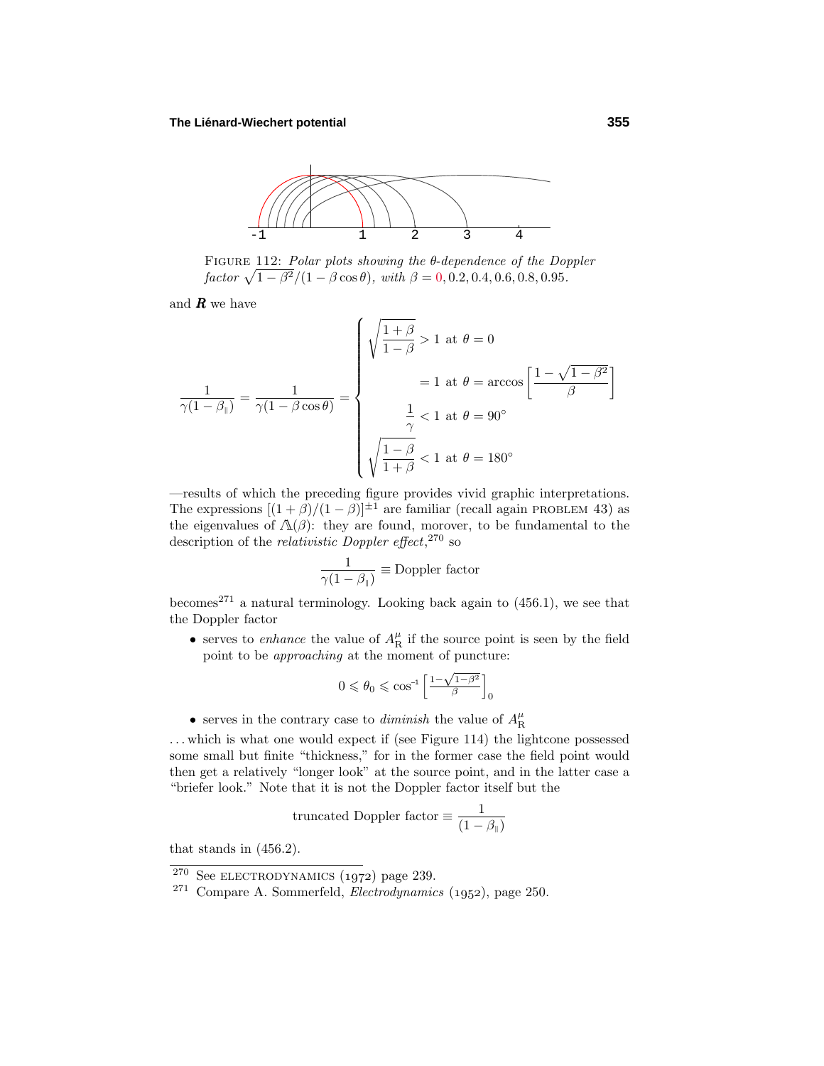FIGURE 112: *Polar plots showing the θ-dependence of the Doppler factor* $\sqrt{1-\beta^2}/(1-\beta\cos\theta)$*, with* $\beta = 0, 0.2, 0.4, 0.6, 0.8, 0.95$.

and $\boldsymbol{R}$ we have

$$\frac{1}{\gamma(1-\beta_{\parallel})} = \frac{1}{\gamma(1-\beta\cos\theta)} = \begin{cases} \sqrt{\dfrac{1+\beta}{1-\beta}} > 1 \text{ at } \theta = 0 \\[2ex] \qquad = 1 \text{ at } \theta = \arccos\left[\dfrac{1-\sqrt{1-\beta^2}}{\beta}\right] \\[2ex] \quad \dfrac{1}{\gamma} < 1 \text{ at } \theta = 90^\circ \\[2ex] \sqrt{\dfrac{1-\beta}{1+\beta}} < 1 \text{ at } \theta = 180^\circ \end{cases}$$

—results of which the preceding figure provides vivid graphic interpretations. The expressions $[(1+\beta)/(1-\beta)]^{\pm 1}$ are familiar (recall again PROBLEM 43) as the eigenvalues of $\Lambda(\beta)$: they are found, morover, to be fundamental to the description of the *relativistic Doppler effect*,[270] so

$$\frac{1}{\gamma(1-\beta_{\parallel})} \equiv \text{Doppler factor}$$

becomes[271] a natural terminology. Looking back again to (456.1), we see that the Doppler factor

- serves to *enhance* the value of $A^\mu_{\text{R}}$ if the source point is seen by the field point to be *approaching* at the moment of puncture:

$$0 \leqslant \theta_0 \leqslant \cos^{-1}\left[\tfrac{1-\sqrt{1-\beta^2}}{\beta}\right]_0$$

- serves in the contrary case to *diminish* the value of $A^\mu_{\text{R}}$

...which is what one would expect if (see Figure 114) the lightcone possessed some small but finite "thickness," for in the former case the field point would then get a relatively "longer look" at the source point, and in the latter case a "briefer look." Note that it is not the Doppler factor itself but the

$$\text{truncated Doppler factor} \equiv \frac{1}{(1-\beta_{\parallel})}$$

that stands in (456.2).

---

[270] See ELECTRODYNAMICS (1972) page 239.

[271] Compare A. Sommerfeld, *Electrodynamics* (1952), page 250.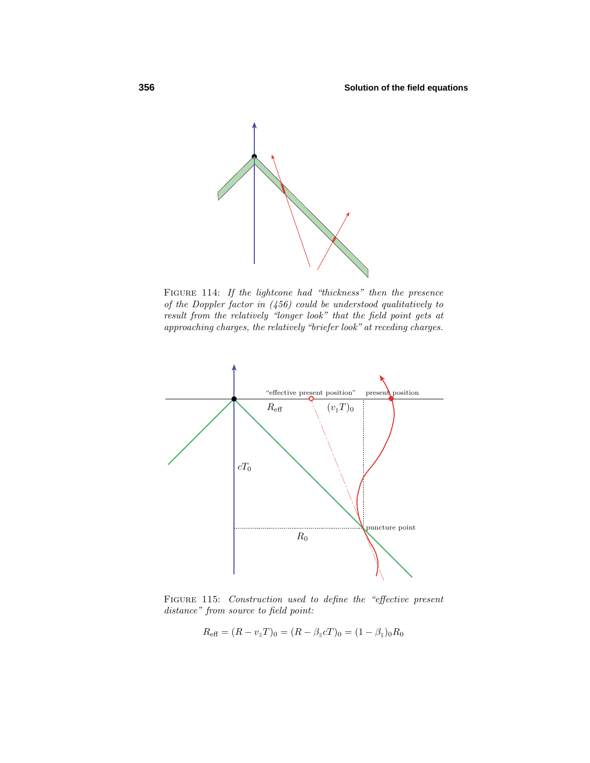FIGURE 114: *If the lightcone had "thickness" then the presence of the Doppler factor in (456) could be understood qualitatively to result from the relatively "longer look" that the field point gets at approaching charges, the relatively "briefer look" at receding charges.*

FIGURE 115: *Construction used to define the "effective present distance" from source to field point:*

$$R_{\text{eff}} = (R - v_{\scriptscriptstyle\parallel} T)_0 = (R - \beta_{\scriptscriptstyle\parallel} cT)_0 = (1 - \beta_{\scriptscriptstyle\parallel})_0 R_0$$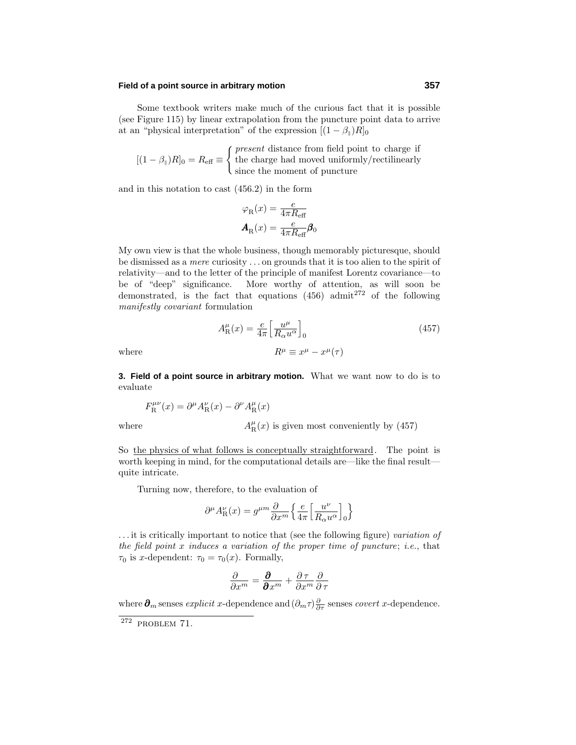Some textbook writers make much of the curious fact that it is possible (see Figure 115) by linear extrapolation from the puncture point data to arrive at an "physical interpretation" of the expression $[(1-\beta_\parallel)R]_0$

$$[(1-\beta_\parallel)R]_0 = R_{\text{eff}} \equiv \begin{cases} \textit{present} \text{ distance from field point to charge if} \\ \text{the charge had moved uniformly/rectilinearly} \\ \text{since the moment of puncture} \end{cases}$$

and in this notation to cast (456.2) in the form

$$\varphi_{\text{R}}(x) = \frac{e}{4\pi R_{\text{eff}}}$$
$$\boldsymbol{A}_{\text{R}}(x) = \frac{e}{4\pi R_{\text{eff}}}\boldsymbol{\beta}_0$$

My own view is that the whole business, though memorably picturesque, should be dismissed as a *mere* curiosity . . . on grounds that it is too alien to the spirit of relativity—and to the letter of the principle of manifest Lorentz covariance—to be of "deep" significance. More worthy of attention, as will soon be demonstrated, is the fact that equations (456) admit[272] of the following *manifestly covariant* formulation

$$A^\mu_{\text{R}}(x) = \frac{e}{4\pi}\Big[\frac{u^\mu}{R_\alpha u^\alpha}\Big]_0 \tag{457}$$

where

$$R^\mu \equiv x^\mu - x^\mu(\tau)$$

**3. Field of a point source in arbitrary motion.** What we want now to do is to evaluate

$$F^{\mu\nu}_{\text{R}}(x) = \partial^\mu A^\nu_{\text{R}}(x) - \partial^\nu A^\mu_{\text{R}}(x)$$

where $A^\mu_{\text{R}}(x)$ is given most conveniently by (457)

So <u>the physics of what follows is conceptually straightforward</u>. The point is worth keeping in mind, for the computational details are—like the final result—quite intricate.

Turning now, therefore, to the evaluation of

$$\partial^\mu A^\nu_{\text{R}}(x) = g^{\mu m}\frac{\partial}{\partial x^m}\Big\{\frac{e}{4\pi}\Big[\frac{u^\nu}{R_\alpha u^\alpha}\Big]_0\Big\}$$

. . . it is critically important to notice that (see the following figure) *variation of the field point $x$ induces a variation of the proper time of puncture*; *i.e.*, that $\tau_0$ is $x$-dependent: $\tau_0 = \tau_0(x)$. Formally,

$$\frac{\partial}{\partial x^m} = \frac{\boldsymbol{\partial}}{\boldsymbol{\partial} x^m} + \frac{\partial\,\tau}{\partial x^m}\frac{\partial}{\partial\,\tau}$$

where $\boldsymbol{\partial}_m$ senses *explicit* $x$-dependence and $(\partial_m\tau)\frac{\partial}{\partial\tau}$ senses *covert* $x$-dependence.

[272] PROBLEM 71.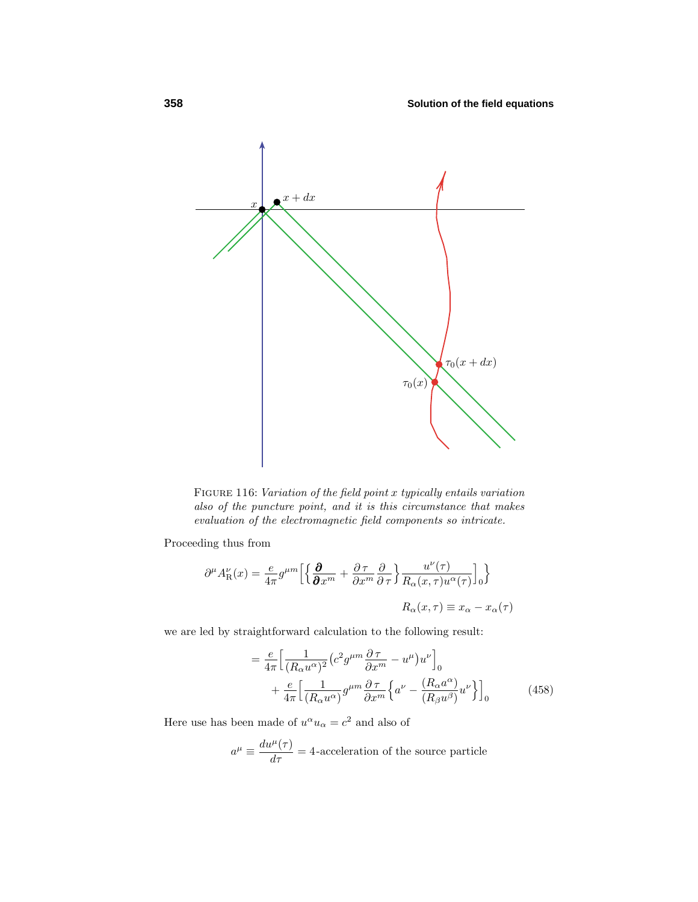FIGURE 116: *Variation of the field point $x$ typically entails variation also of the puncture point, and it is this circumstance that makes evaluation of the electromagnetic field components so intricate.*

Proceeding thus from

$$\partial^\mu A^\nu_{\rm R}(x) = \frac{e}{4\pi} g^{\mu m}\Big[\Big\{\frac{\boldsymbol{\partial}}{\boldsymbol{\partial} x^m} + \frac{\partial\,\tau}{\partial x^m}\frac{\partial}{\partial\,\tau}\Big\}\frac{u^\nu(\tau)}{R_\alpha(x,\tau)u^\alpha(\tau)}\Big]_0\Big\}$$

$$R_\alpha(x,\tau) \equiv x_\alpha - x_\alpha(\tau)$$

we are led by straightforward calculation to the following result:

$$\begin{aligned} &= \frac{e}{4\pi}\Big[\frac{1}{(R_\alpha u^\alpha)^2}\big(c^2 g^{\mu m}\frac{\partial\,\tau}{\partial x^m} - u^\mu\big)u^\nu\Big]_0 \\ &\quad + \frac{e}{4\pi}\Big[\frac{1}{(R_\alpha u^\alpha)}g^{\mu m}\frac{\partial\,\tau}{\partial x^m}\Big\{a^\nu - \frac{(R_\alpha a^\alpha)}{(R_\beta u^\beta)}u^\nu\Big\}\Big]_0 \end{aligned} \tag{458}$$

Here use has been made of $u^\alpha u_\alpha = c^2$ and also of

$$a^\mu \equiv \frac{du^\mu(\tau)}{d\tau} = \text{4-acceleration of the source particle}$$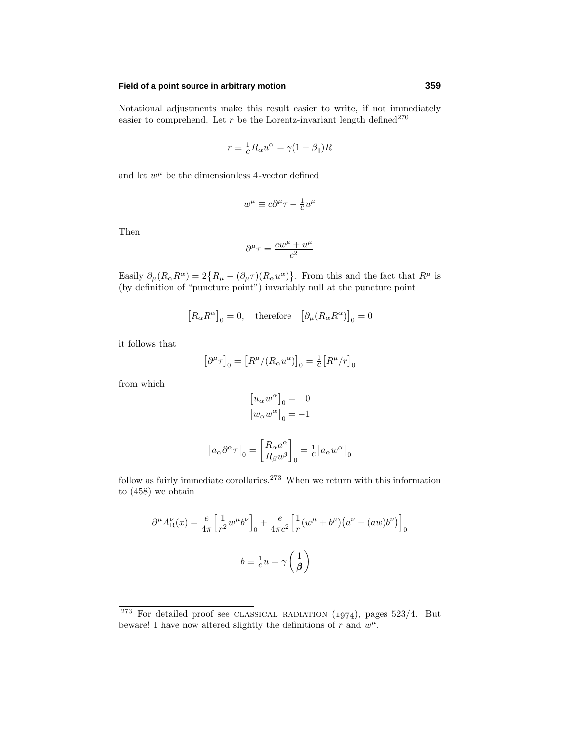Notational adjustments make this result easier to write, if not immediately easier to comprehend. Let $r$ be the Lorentz-invariant length defined[270]

$$r \equiv \tfrac{1}{c} R_\alpha u^\alpha = \gamma(1-\beta_{\parallel})R$$

and let $w^\mu$ be the dimensionless 4-vector defined

$$w^\mu \equiv c\partial^\mu \tau - \tfrac{1}{c} u^\mu$$

Then

$$\partial^\mu \tau = \frac{cw^\mu + u^\mu}{c^2}$$

Easily $\partial_\mu (R_\alpha R^\alpha) = 2\big\{R_\mu - (\partial_\mu \tau)(R_\alpha u^\alpha)\big\}$. From this and the fact that $R^\mu$ is (by definition of "puncture point") invariably null at the puncture point

$$\big[R_\alpha R^\alpha\big]_0 = 0, \quad \text{therefore} \quad \big[\partial_\mu (R_\alpha R^\alpha)\big]_0 = 0$$

it follows that

$$\big[\partial^\mu \tau\big]_0 = \big[R^\mu/(R_\alpha u^\alpha)\big]_0 = \tfrac{1}{c}\big[R^\mu/r\big]_0$$

from which

$$\begin{aligned} \big[u_\alpha w^\alpha\big]_0 &= \phantom{-}0 \\ \big[w_\alpha w^\alpha\big]_0 &= -1 \end{aligned}$$

$$\big[a_\alpha \partial^\alpha \tau\big]_0 = \left[\frac{R_\alpha a^\alpha}{R_\beta u^\beta}\right]_0 = \tfrac{1}{c}\big[a_\alpha w^\alpha\big]_0$$

follow as fairly immediate corollaries.[273] When we return with this information to (458) we obtain

$$\partial^\mu A^\nu_{\text{R}}(x) = \frac{e}{4\pi}\Big[\frac{1}{r^2} w^\mu b^\nu\Big]_0 + \frac{e}{4\pi c^2}\Big[\frac{1}{r}(w^\mu + b^\mu)\big(a^\nu - (aw)b^\nu\big)\Big]_0$$

$$b \equiv \tfrac{1}{c} u = \gamma \begin{pmatrix} 1 \\ \boldsymbol{\beta} \end{pmatrix}$$

---

[273] For detailed proof see CLASSICAL RADIATION (1974), pages 523/4. But beware! I have now altered slightly the definitions of $r$ and $w^\mu$.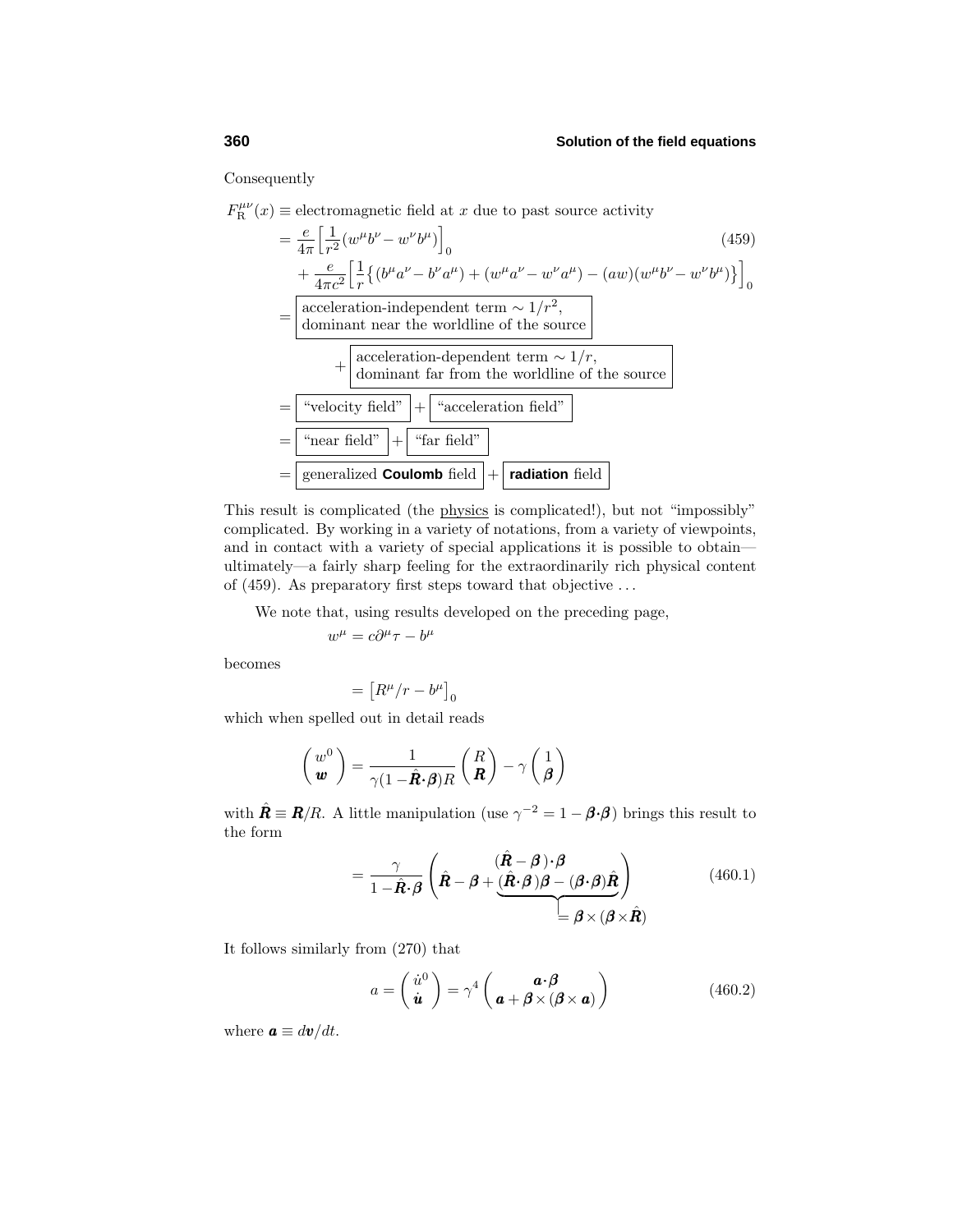Consequently

$$
\begin{aligned}
F_{\text{R}}^{\mu\nu}(x) &\equiv \text{electromagnetic field at } x \text{ due to past source activity} \\
&= \frac{e}{4\pi}\Big[\frac{1}{r^2}(w^\mu b^\nu - w^\nu b^\mu)\Big]_0 \qquad (459)\\
&\quad + \frac{e}{4\pi c^2}\Big[\frac{1}{r}\big\{(b^\mu a^\nu - b^\nu a^\mu) + (w^\mu a^\nu - w^\nu a^\mu) - (aw)(w^\mu b^\nu - w^\nu b^\mu)\big\}\Big]_0 \\
&= \boxed{\begin{array}{l}\text{acceleration-independent term} \sim 1/r^2,\\ \text{dominant near the worldline of the source}\end{array}} \\
&\qquad\qquad + \boxed{\begin{array}{l}\text{acceleration-dependent term} \sim 1/r,\\ \text{dominant far from the worldline of the source}\end{array}} \\
&= \boxed{\text{“velocity field”}} + \boxed{\text{“acceleration field”}} \\
&= \boxed{\text{“near field”}} + \boxed{\text{“far field”}} \\
&= \boxed{\text{generalized } \textbf{Coulomb} \text{ field}} + \boxed{\textbf{radiation} \text{ field}}
\end{aligned}
$$

This result is complicated (the physics is complicated!), but not "impossibly" complicated. By working in a variety of notations, from a variety of viewpoints, and in contact with a variety of special applications it is possible to obtain—ultimately—a fairly sharp feeling for the extraordinarily rich physical content of (459). As preparatory first steps toward that objective ...

We note that, using results developed on the preceding page,

$$
w^\mu = c\partial^\mu \tau - b^\mu
$$

becomes

$$
= \big[R^\mu/r - b^\mu\big]_0
$$

which when spelled out in detail reads

$$
\begin{pmatrix} w^0 \\ \boldsymbol{w} \end{pmatrix} = \frac{1}{\gamma(1 - \hat{\boldsymbol{R}}\boldsymbol{\cdot}\boldsymbol{\beta})R}\begin{pmatrix} R \\ \boldsymbol{R} \end{pmatrix} - \gamma\begin{pmatrix} 1 \\ \boldsymbol{\beta} \end{pmatrix}
$$

with $\hat{\boldsymbol{R}} \equiv \boldsymbol{R}/R$. A little manipulation (use $\gamma^{-2} = 1 - \boldsymbol{\beta}\boldsymbol{\cdot}\boldsymbol{\beta}$) brings this result to the form

$$
= \frac{\gamma}{1 - \hat{\boldsymbol{R}}\boldsymbol{\cdot}\boldsymbol{\beta}}\begin{pmatrix} (\hat{\boldsymbol{R}} - \boldsymbol{\beta})\boldsymbol{\cdot}\boldsymbol{\beta} \\ \hat{\boldsymbol{R}} - \boldsymbol{\beta} + \underbrace{(\hat{\boldsymbol{R}}\boldsymbol{\cdot}\boldsymbol{\beta})\boldsymbol{\beta} - (\boldsymbol{\beta}\boldsymbol{\cdot}\boldsymbol{\beta})\hat{\boldsymbol{R}}}_{=\,\boldsymbol{\beta}\times(\boldsymbol{\beta}\times\hat{\boldsymbol{R}})} \end{pmatrix} \tag{460.1}
$$

It follows similarly from (270) that

$$
a = \begin{pmatrix} \dot{u}^0 \\ \dot{\boldsymbol{u}} \end{pmatrix} = \gamma^4\begin{pmatrix} \boldsymbol{a}\boldsymbol{\cdot}\boldsymbol{\beta} \\ \boldsymbol{a} + \boldsymbol{\beta}\times(\boldsymbol{\beta}\times\boldsymbol{a}) \end{pmatrix} \tag{460.2}
$$

where $\boldsymbol{a} \equiv d\boldsymbol{v}/dt$.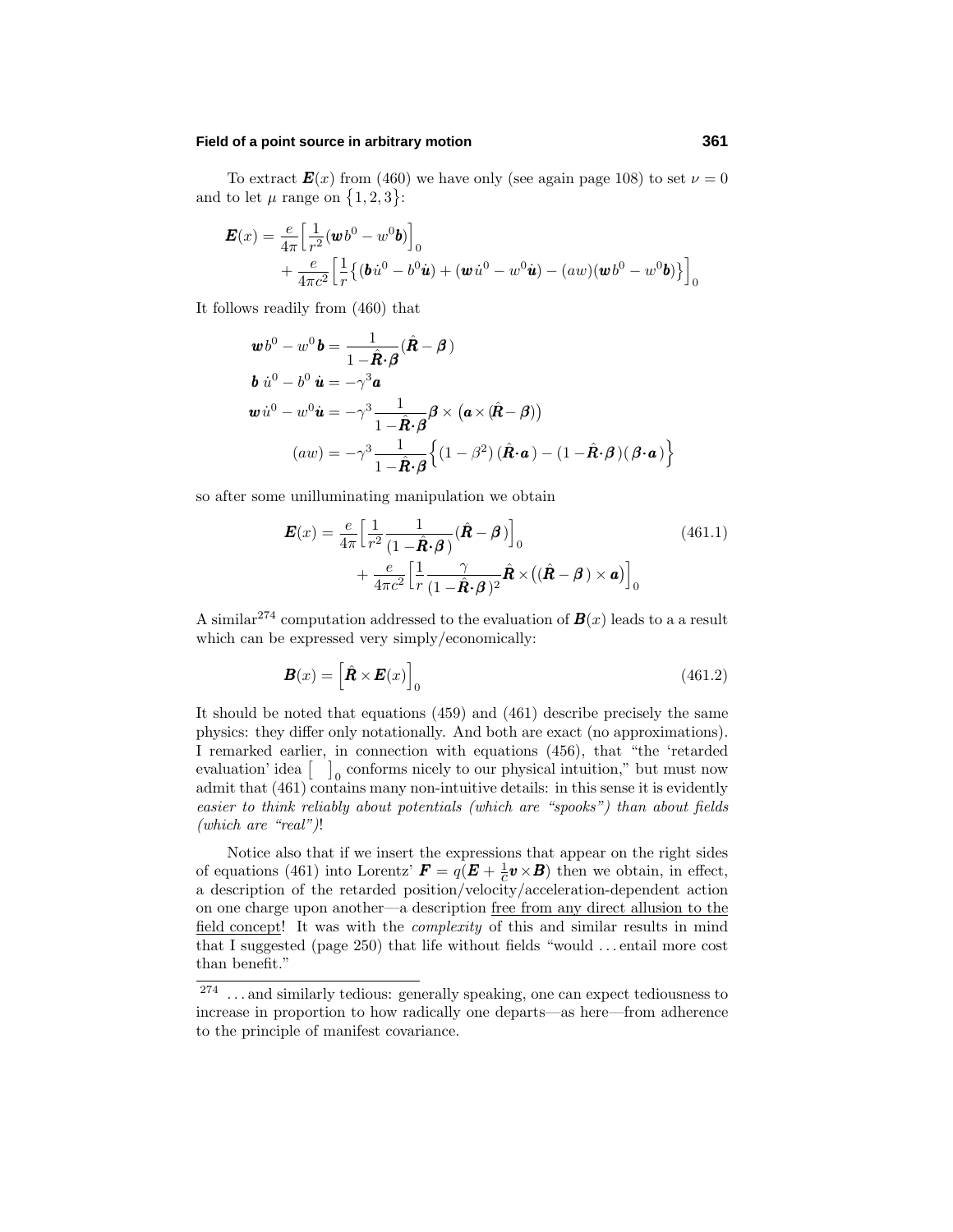To extract $\boldsymbol{E}(x)$ from (460) we have only (see again page 108) to set $\nu = 0$ and to let $\mu$ range on $\{1, 2, 3\}$:

$$
\begin{aligned}
\boldsymbol{E}(x) = \frac{e}{4\pi}\Big[\frac{1}{r^2}(\boldsymbol{w}b^0 - w^0\boldsymbol{b})\Big]_0 \\
+ \frac{e}{4\pi c^2}\Big[\frac{1}{r}\big\{(\boldsymbol{b}\dot{u}^0 - b^0\dot{\boldsymbol{u}}) + (\boldsymbol{w}\dot{u}^0 - w^0\dot{\boldsymbol{u}}) - (aw)(\boldsymbol{w}b^0 - w^0\boldsymbol{b})\big\}\Big]_0
\end{aligned}
$$

It follows readily from (460) that

$$
\begin{aligned}
\boldsymbol{w}b^0 - w^0\boldsymbol{b} &= \frac{1}{1 - \hat{\boldsymbol{R}}\cdot\boldsymbol{\beta}}(\hat{\boldsymbol{R}} - \boldsymbol{\beta}) \\
\boldsymbol{b}\,\dot{u}^0 - b^0\,\dot{\boldsymbol{u}} &= -\gamma^3\boldsymbol{a} \\
\boldsymbol{w}\,\dot{u}^0 - w^0\dot{\boldsymbol{u}} &= -\gamma^3\frac{1}{1 - \hat{\boldsymbol{R}}\cdot\boldsymbol{\beta}}\boldsymbol{\beta}\times\big(\boldsymbol{a}\times(\hat{\boldsymbol{R}} - \boldsymbol{\beta})\big) \\
(aw) &= -\gamma^3\frac{1}{1 - \hat{\boldsymbol{R}}\cdot\boldsymbol{\beta}}\Big\{(1 - \beta^2)\,(\hat{\boldsymbol{R}}\cdot\boldsymbol{a}) - (1 - \hat{\boldsymbol{R}}\cdot\boldsymbol{\beta})(\boldsymbol{\beta}\cdot\boldsymbol{a})\Big\}
\end{aligned}
$$

so after some unilluminating manipulation we obtain

$$
\begin{aligned}
\boldsymbol{E}(x) = \frac{e}{4\pi}\Big[\frac{1}{r^2}\frac{1}{(1 - \hat{\boldsymbol{R}}\cdot\boldsymbol{\beta})}(\hat{\boldsymbol{R}} - \boldsymbol{\beta})\Big]_0 \\
+ \frac{e}{4\pi c^2}\Big[\frac{1}{r}\frac{\gamma}{(1 - \hat{\boldsymbol{R}}\cdot\boldsymbol{\beta})^2}\hat{\boldsymbol{R}}\times\big((\hat{\boldsymbol{R}} - \boldsymbol{\beta})\times\boldsymbol{a}\big)\Big]_0
\end{aligned}
\tag{461.1}
$$

A similar[274] computation addressed to the evaluation of $\boldsymbol{B}(x)$ leads to a a result which can be expressed very simply/economically:

$$
\boldsymbol{B}(x) = \Big[\hat{\boldsymbol{R}}\times\boldsymbol{E}(x)\Big]_0 \tag{461.2}
$$

It should be noted that equations (459) and (461) describe precisely the same physics: they differ only notationally. And both are exact (no approximations). I remarked earlier, in connection with equations (456), that "the 'retarded evaluation' idea $\big[\quad\big]_0$ conforms nicely to our physical intuition," but must now admit that (461) contains many non-intuitive details: in this sense it is evidently *easier to think reliably about potentials (which are "spooks") than about fields (which are "real")*!

Notice also that if we insert the expressions that appear on the right sides of equations (461) into Lorentz' $\boldsymbol{F} = q(\boldsymbol{E} + \frac{1}{c}\boldsymbol{v}\times\boldsymbol{B})$ then we obtain, in effect, a description of the retarded position/velocity/acceleration-dependent action on one charge upon another—a description free from any direct allusion to the field concept! It was with the *complexity* of this and similar results in mind that I suggested (page 250) that life without fields "would ... entail more cost than benefit."

[274] ... and similarly tedious: generally speaking, one can expect tediousness to increase in proportion to how radically one departs—as here—from adherence to the principle of manifest covariance.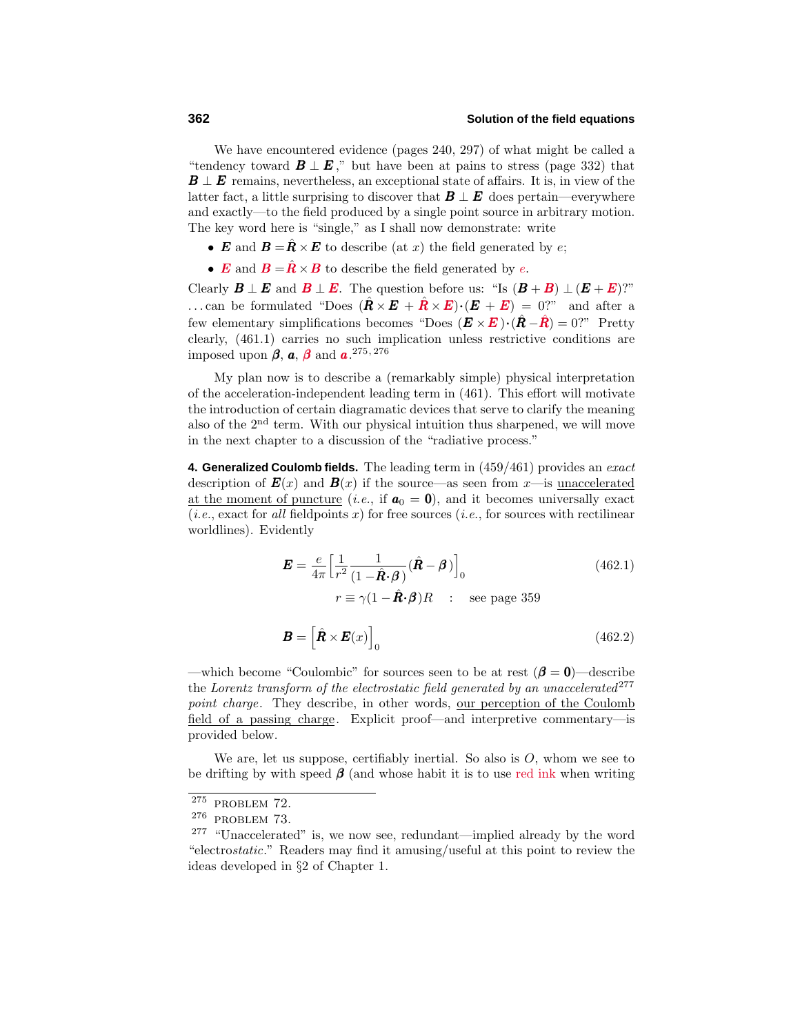We have encountered evidence (pages 240, 297) of what might be called a "tendency toward $\boldsymbol{B} \perp \boldsymbol{E}$," but have been at pains to stress (page 332) that $\boldsymbol{B} \perp \boldsymbol{E}$ remains, nevertheless, an exceptional state of affairs. It is, in view of the latter fact, a little surprising to discover that $\boldsymbol{B} \perp \boldsymbol{E}$ does pertain—everywhere and exactly—to the field produced by a single point source in arbitrary motion. The key word here is "single," as I shall now demonstrate: write

- $\boldsymbol{E}$ and $\boldsymbol{B} = \hat{\boldsymbol{R}} \times \boldsymbol{E}$ to describe (at $x$) the field generated by $e$;
- $\boldsymbol{E}$ and $\boldsymbol{B} = \hat{\boldsymbol{R}} \times \boldsymbol{B}$ to describe the field generated by $e$.

Clearly $\boldsymbol{B} \perp \boldsymbol{E}$ and $\boldsymbol{B} \perp \boldsymbol{E}$. The question before us: "Is $(\boldsymbol{B} + \boldsymbol{B}) \perp (\boldsymbol{E} + \boldsymbol{E})$?" ...can be formulated "Does $(\hat{\boldsymbol{R}} \times \boldsymbol{E} + \hat{\boldsymbol{R}} \times \boldsymbol{E}) \cdot (\boldsymbol{E} + \boldsymbol{E}) = 0$?" and after a few elementary simplifications becomes "Does $(\boldsymbol{E} \times \boldsymbol{E}) \cdot (\hat{\boldsymbol{R}} - \hat{\boldsymbol{R}}) = 0$?" Pretty clearly, (461.1) carries no such implication unless restrictive conditions are imposed upon $\boldsymbol{\beta}$, $\boldsymbol{a}$, $\boldsymbol{\beta}$ and $\boldsymbol{a}$.[275, 276]

My plan now is to describe a (remarkably simple) physical interpretation of the acceleration-independent leading term in (461). This effort will motivate the introduction of certain diagramatic devices that serve to clarify the meaning also of the 2nd term. With our physical intuition thus sharpened, we will move in the next chapter to a discussion of the "radiative process."

**4. Generalized Coulomb fields.** The leading term in (459/461) provides an *exact* description of $\boldsymbol{E}(x)$ and $\boldsymbol{B}(x)$ if the source—as seen from $x$—is unaccelerated at the moment of puncture (*i.e.*, if $\boldsymbol{a}_0 = \boldsymbol{0}$), and it becomes universally exact (*i.e.*, exact for *all* fieldpoints $x$) for free sources (*i.e.*, for sources with rectilinear worldlines). Evidently

$$\boldsymbol{E} = \frac{e}{4\pi}\Big[\frac{1}{r^2}\frac{1}{(1-\hat{\boldsymbol{R}}\cdot\boldsymbol{\beta})}(\hat{\boldsymbol{R}} - \boldsymbol{\beta})\Big]_0 \tag{462.1}$$

$$r \equiv \gamma(1-\hat{\boldsymbol{R}}\cdot\boldsymbol{\beta})R \quad : \quad \text{see page 359}$$

$$\boldsymbol{B} = \Big[\hat{\boldsymbol{R}} \times \boldsymbol{E}(x)\Big]_0 \tag{462.2}$$

—which become "Coulombic" for sources seen to be at rest ($\boldsymbol{\beta} = \boldsymbol{0}$)—describe the *Lorentz transform of the electrostatic field generated by an unaccelerated*[277] *point charge*. They describe, in other words, our perception of the Coulomb field of a passing charge. Explicit proof—and interpretive commentary—is provided below.

We are, let us suppose, certifiably inertial. So also is $O$, whom we see to be drifting by with speed $\boldsymbol{\beta}$ (and whose habit it is to use red ink when writing

---

[275] PROBLEM 72.

[276] PROBLEM 73.

[277] "Unaccelerated" is, we now see, redundant—implied already by the word "electro*static*." Readers may find it amusing/useful at this point to review the ideas developed in §2 of Chapter 1.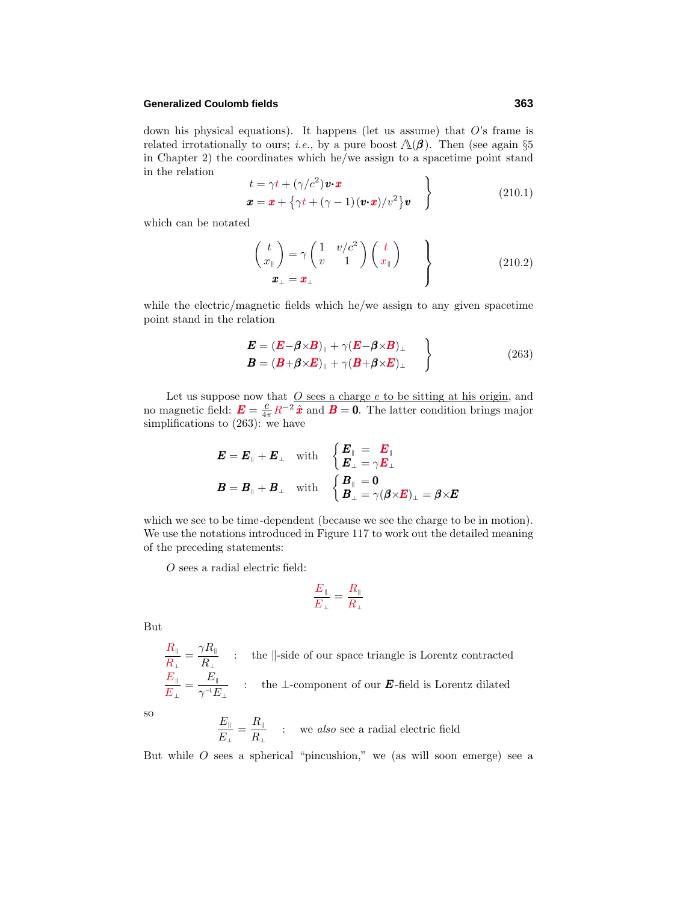down his physical equations). It happens (let us assume) that $O$'s frame is related irrotationally to ours; *i.e.*, by a pure boost $\Lambda(\boldsymbol{\beta})$. Then (see again §5 in Chapter 2) the coordinates which he/we assign to a spacetime point stand in the relation

$$\left.\begin{aligned} t &= \gamma t + (\gamma/c^2)\,\boldsymbol{v}\cdot\boldsymbol{x} \\ \boldsymbol{x} &= \boldsymbol{x} + \left\{\gamma t + (\gamma - 1)\,(\boldsymbol{v}\cdot\boldsymbol{x})/v^2\right\}\boldsymbol{v} \end{aligned}\right\} \tag{210.1}$$

which can be notated

$$\left.\begin{aligned} \begin{pmatrix} t \\ x_\parallel \end{pmatrix} &= \gamma \begin{pmatrix} 1 & v/c^2 \\ v & 1 \end{pmatrix} \begin{pmatrix} t \\ x_\parallel \end{pmatrix} \\ \boldsymbol{x}_\perp &= \boldsymbol{x}_\perp \end{aligned}\right\} \tag{210.2}$$

while the electric/magnetic fields which he/we assign to any given spacetime point stand in the relation

$$\left.\begin{aligned} \boldsymbol{E} &= (\boldsymbol{E} - \boldsymbol{\beta}\times\boldsymbol{B})_\parallel + \gamma(\boldsymbol{E} - \boldsymbol{\beta}\times\boldsymbol{B})_\perp \\ \boldsymbol{B} &= (\boldsymbol{B} + \boldsymbol{\beta}\times\boldsymbol{E})_\parallel + \gamma(\boldsymbol{B} + \boldsymbol{\beta}\times\boldsymbol{E})_\perp \end{aligned}\right\} \tag{263}$$

Let us suppose now that <u>$O$ sees a charge $e$ to be sitting at his origin</u>, and no magnetic field: $\boldsymbol{E} = \frac{e}{4\pi} R^{-2}\,\hat{\boldsymbol{x}}$ and $\boldsymbol{B} = \boldsymbol{0}$. The latter condition brings major simplifications to (263): we have

$$\boldsymbol{E} = \boldsymbol{E}_\parallel + \boldsymbol{E}_\perp \quad \text{with} \quad \begin{cases} \boldsymbol{E}_\parallel = \boldsymbol{E}_\parallel \\ \boldsymbol{E}_\perp = \gamma\boldsymbol{E}_\perp \end{cases}$$

$$\boldsymbol{B} = \boldsymbol{B}_\parallel + \boldsymbol{B}_\perp \quad \text{with} \quad \begin{cases} \boldsymbol{B}_\parallel = \boldsymbol{0} \\ \boldsymbol{B}_\perp = \gamma(\boldsymbol{\beta}\times\boldsymbol{E})_\perp = \boldsymbol{\beta}\times\boldsymbol{E} \end{cases}$$

which we see to be time-dependent (because we see the charge to be in motion). We use the notations introduced in Figure 117 to work out the detailed meaning of the preceding statements:

$O$ sees a radial electric field:

$$\frac{E_\parallel}{E_\perp} = \frac{R_\parallel}{R_\perp}$$

But

$$\frac{R_\parallel}{R_\perp} = \frac{\gamma R_\parallel}{R_\perp} \quad : \quad \text{the } \parallel\text{-side of our space triangle is Lorentz contracted}$$

$$\frac{E_\parallel}{E_\perp} = \frac{E_\parallel}{\gamma^{-1} E_\perp} \quad : \quad \text{the } \perp\text{-component of our } \boldsymbol{E}\text{-field is Lorentz dilated}$$

so

$$\frac{E_\parallel}{E_\perp} = \frac{R_\parallel}{R_\perp} \quad : \quad \text{we } \textit{also} \text{ see a radial electric field}$$

But while $O$ sees a spherical "pincushion," we (as will soon emerge) see a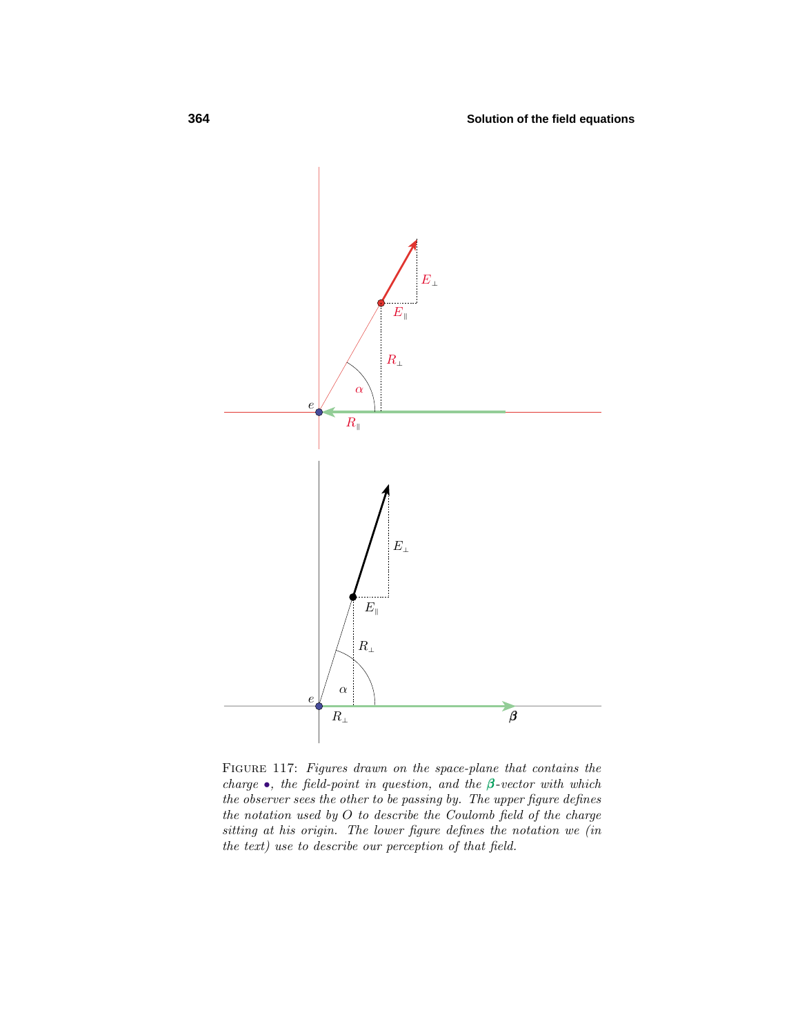FIGURE 117: *Figures drawn on the space-plane that contains the charge •, the field-point in question, and the* $\boldsymbol{\beta}$*-vector with which the observer sees the other to be passing by. The upper figure defines the notation used by O to describe the Coulomb field of the charge sitting at his origin. The lower figure defines the notation we (in the text) use to describe our perception of that field.*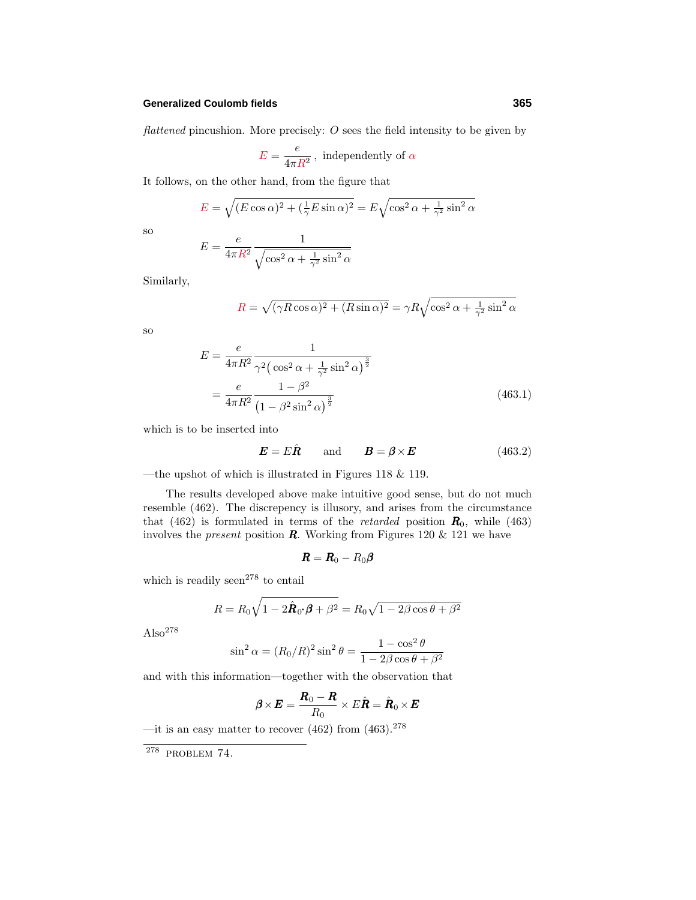*flattened* pincushion. More precisely: $O$ sees the field intensity to be given by

$$\mathcal{E} = \frac{e}{4\pi \mathcal{R}^2}\,, \text{ independently of } \alpha$$

It follows, on the other hand, from the figure that

$$\mathcal{E} = \sqrt{(E\cos\alpha)^2 + (\tfrac{1}{\gamma}E\sin\alpha)^2} = E\sqrt{\cos^2\alpha + \tfrac{1}{\gamma^2}\sin^2\alpha}$$

so

$$E = \frac{e}{4\pi \mathcal{R}^2}\frac{1}{\sqrt{\cos^2\alpha + \frac{1}{\gamma^2}\sin^2\alpha}}$$

Similarly,

$$\mathcal{R} = \sqrt{(\gamma R\cos\alpha)^2 + (R\sin\alpha)^2} = \gamma R\sqrt{\cos^2\alpha + \tfrac{1}{\gamma^2}\sin^2\alpha}$$

so

$$\begin{aligned}
E &= \frac{e}{4\pi R^2}\frac{1}{\gamma^2\big(\cos^2\alpha + \frac{1}{\gamma^2}\sin^2\alpha\big)^{\frac{3}{2}}} \\
&= \frac{e}{4\pi R^2}\frac{1-\beta^2}{\big(1-\beta^2\sin^2\alpha\big)^{\frac{3}{2}}}
\end{aligned} \tag{463.1}$$

which is to be inserted into

$$\boldsymbol{E} = E\hat{\boldsymbol{R}} \qquad \text{and} \qquad \boldsymbol{B} = \boldsymbol{\beta}\times\boldsymbol{E} \tag{463.2}$$

—the upshot of which is illustrated in Figures 118 & 119.

The results developed above make intuitive good sense, but do not much resemble (462). The discrepency is illusory, and arises from the circumstance that (462) is formulated in terms of the *retarded* position $\boldsymbol{R}_0$, while (463) involves the *present* position $\boldsymbol{R}$. Working from Figures 120 & 121 we have

$$\boldsymbol{R} = \boldsymbol{R}_0 - R_0\boldsymbol{\beta}$$

which is readily seen[278] to entail

$$R = R_0\sqrt{1 - 2\hat{\boldsymbol{R}}_0\!\cdot\!\boldsymbol{\beta} + \beta^2} = R_0\sqrt{1 - 2\beta\cos\theta + \beta^2}$$

Also[278]

$$\sin^2\alpha = (R_0/R)^2\sin^2\theta = \frac{1-\cos^2\theta}{1-2\beta\cos\theta+\beta^2}$$

and with this information—together with the observation that

$$\boldsymbol{\beta}\times\boldsymbol{E} = \frac{\boldsymbol{R}_0 - \boldsymbol{R}}{R_0}\times E\hat{\boldsymbol{R}} = \hat{\boldsymbol{R}}_0\times\boldsymbol{E}$$

—it is an easy matter to recover (462) from (463).[278]

[278] PROBLEM 74.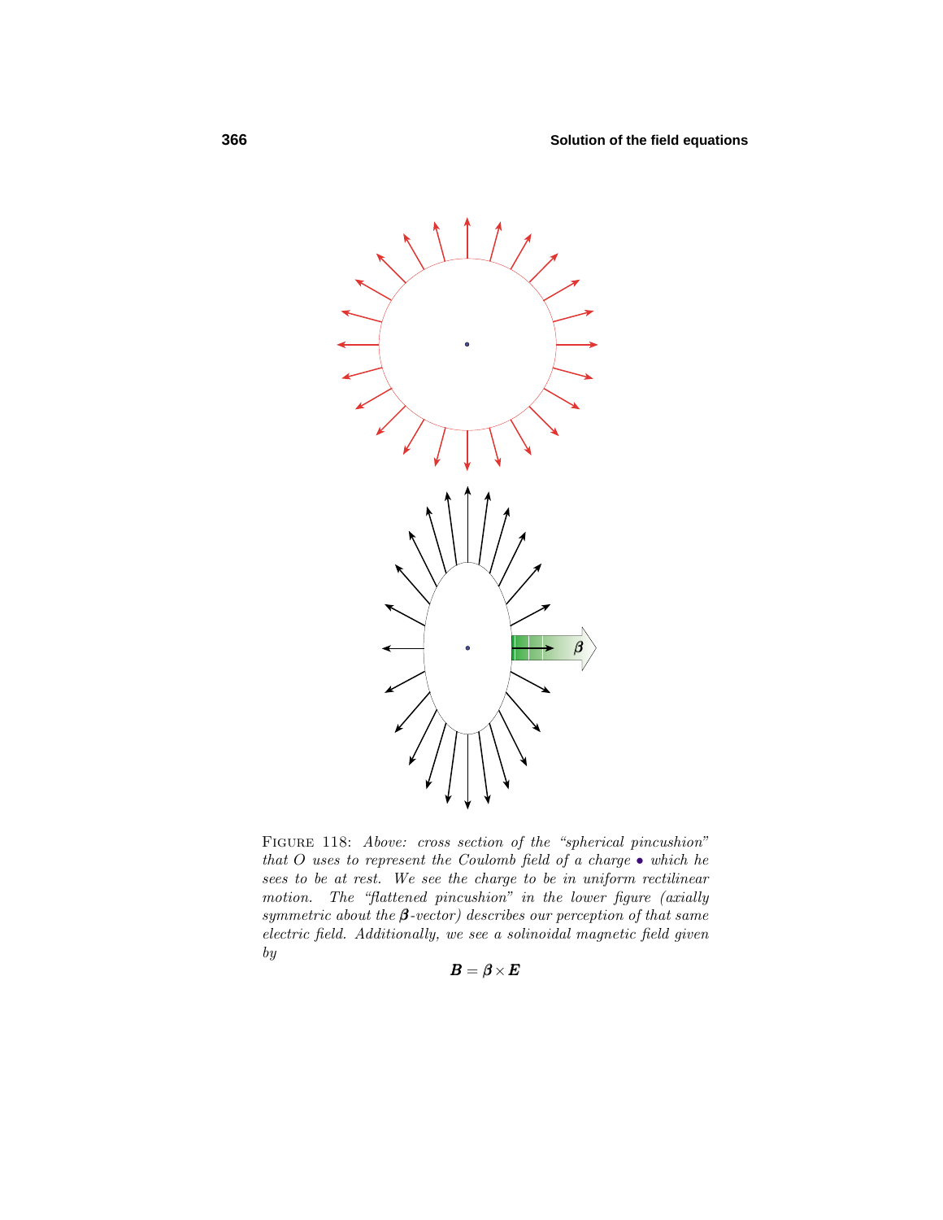FIGURE 118: *Above: cross section of the "spherical pincushion" that $O$ uses to represent the Coulomb field of a charge • which he sees to be at rest. We see the charge to be in uniform rectilinear motion. The "flattened pincushion" in the lower figure (axially symmetric about the $\boldsymbol{\beta}$-vector) describes our perception of that same electric field. Additionally, we see a solinoidal magnetic field given by*

$$\boldsymbol{B} = \boldsymbol{\beta} \times \boldsymbol{E}$$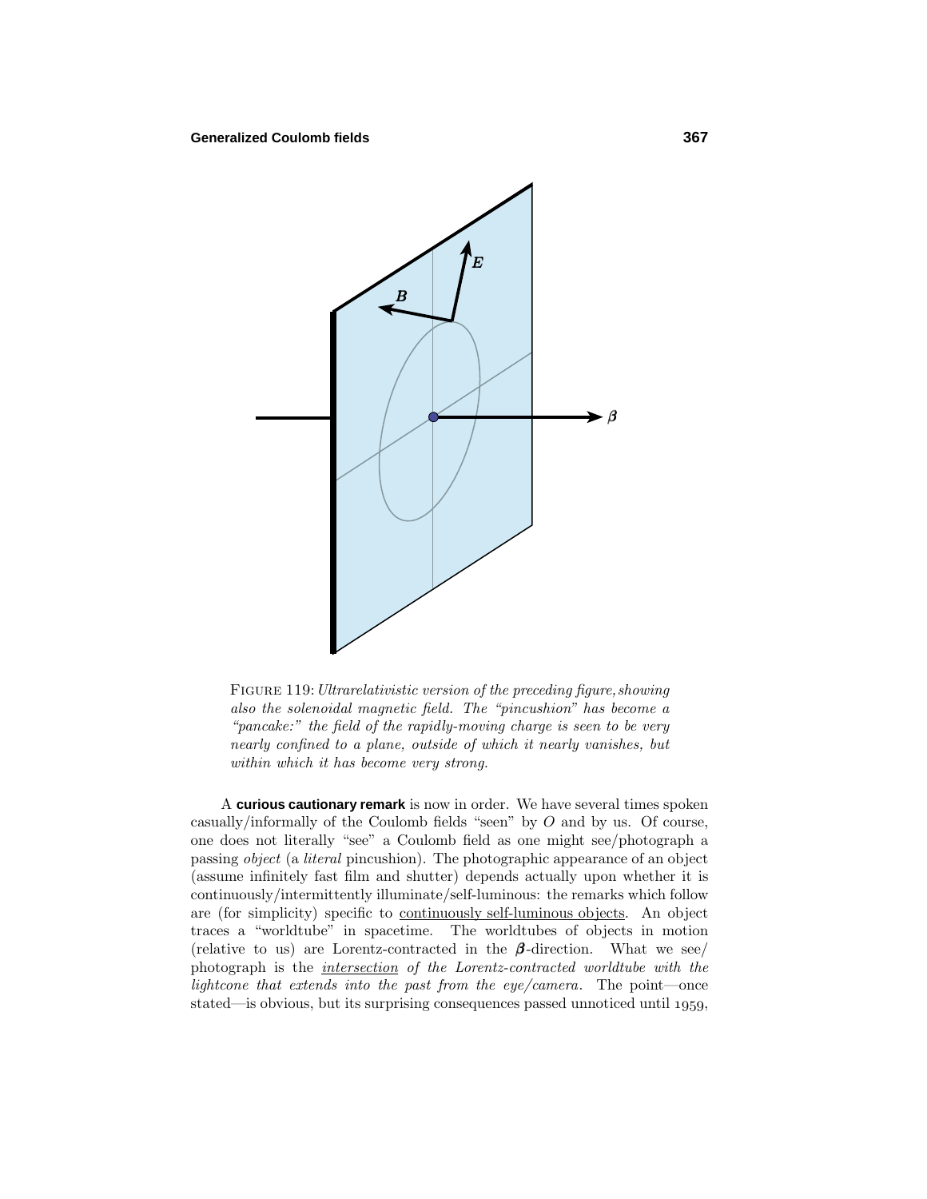FIGURE 119: *Ultrarelativistic version of the preceding figure, showing also the solenoidal magnetic field. The "pincushion" has become a "pancake:" the field of the rapidly-moving charge is seen to be very nearly confined to a plane, outside of which it nearly vanishes, but within which it has become very strong.*

A **curious cautionary remark** is now in order. We have several times spoken casually/informally of the Coulomb fields "seen" by $O$ and by us. Of course, one does not literally "see" a Coulomb field as one might see/photograph a passing *object* (a *literal* pincushion). The photographic appearance of an object (assume infinitely fast film and shutter) depends actually upon whether it is continuously/intermittently illuminate/self-luminous: the remarks which follow are (for simplicity) specific to continuously self-luminous objects. An object traces a "worldtube" in spacetime. The worldtubes of objects in motion (relative to us) are Lorentz-contracted in the $\boldsymbol{\beta}$-direction. What we see/photograph is the *intersection of the Lorentz-contracted worldtube with the lightcone that extends into the past from the eye/camera*. The point—once stated—is obvious, but its surprising consequences passed unnoticed until 1959,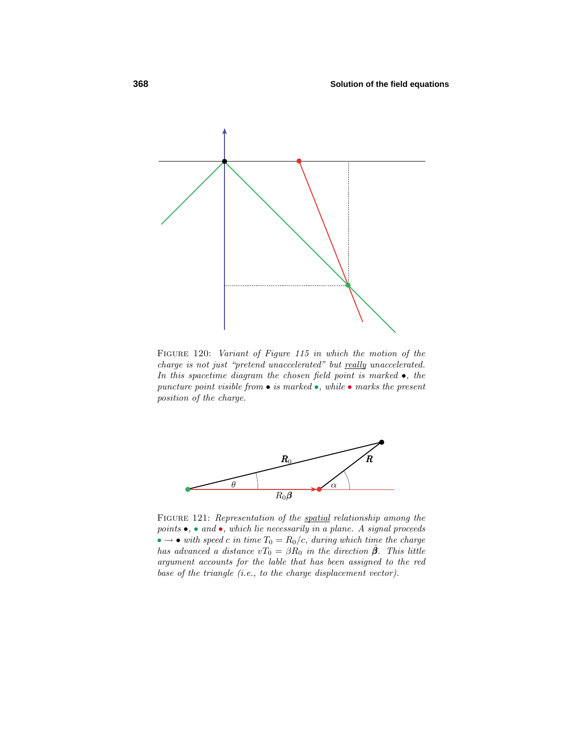FIGURE 120: *Variant of Figure 115 in which the motion of the charge is not just "pretend unaccelerated" but* really *unaccelerated. In this spacetime diagram the chosen field point is marked •, the puncture point visible from • is marked •, while • marks the present position of the charge.*

FIGURE 121: *Representation of the* spatial *relationship among the points •, • and •, which lie necessarily in a plane. A signal proceeds • → • with speed $c$ in time $T_0 = R_0/c$, during which time the charge has advanced a distance $vT_0 = \beta R_0$ in the direction $\hat{\boldsymbol{\beta}}$. This little argument accounts for the lable that has been assigned to the red base of the triangle (i.e., to the charge displacement vector).*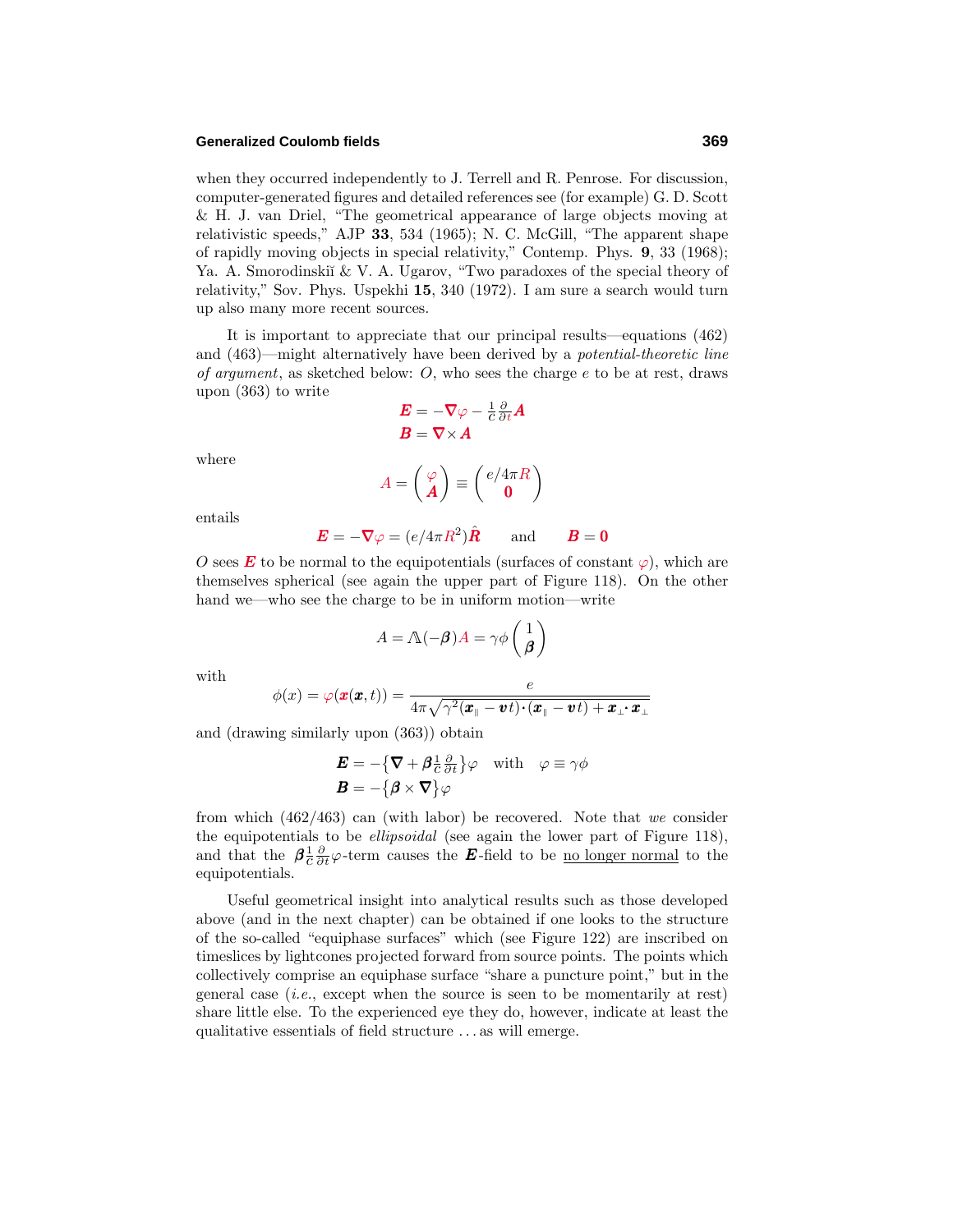when they occurred independently to J. Terrell and R. Penrose. For discussion, computer-generated figures and detailed references see (for example) G. D. Scott & H. J. van Driel, "The geometrical appearance of large objects moving at relativistic speeds," AJP **33**, 534 (1965); N. C. McGill, "The apparent shape of rapidly moving objects in special relativity," Contemp. Phys. **9**, 33 (1968); Ya. A. Smorodinskiĭ & V. A. Ugarov, "Two paradoxes of the special theory of relativity," Sov. Phys. Uspekhi **15**, 340 (1972). I am sure a search would turn up also many more recent sources.

It is important to appreciate that our principal results—equations (462) and (463)—might alternatively have been derived by a *potential-theoretic line of argument*, as sketched below: $O$, who sees the charge $e$ to be at rest, draws upon (363) to write

$$
\begin{aligned}
\boldsymbol{E} &= -\boldsymbol{\nabla}\varphi - \tfrac{1}{c}\tfrac{\partial}{\partial t}\boldsymbol{A} \\
\boldsymbol{B} &= \boldsymbol{\nabla}\times\boldsymbol{A}
\end{aligned}
$$

where

$$
A = \begin{pmatrix} \varphi \\ \boldsymbol{A} \end{pmatrix} \equiv \begin{pmatrix} e/4\pi R \\ \boldsymbol{0} \end{pmatrix}
$$

entails

$$
\boldsymbol{E} = -\boldsymbol{\nabla}\varphi = (e/4\pi R^2)\hat{\boldsymbol{R}} \qquad \text{and} \qquad \boldsymbol{B} = \boldsymbol{0}
$$

$O$ sees $\boldsymbol{E}$ to be normal to the equipotentials (surfaces of constant $\varphi$), which are themselves spherical (see again the upper part of Figure 118). On the other hand we—who see the charge to be in uniform motion—write

$$
A = \Lambda(-\boldsymbol{\beta})A = \gamma\phi\begin{pmatrix} 1 \\ \boldsymbol{\beta} \end{pmatrix}
$$

with

$$
\phi(x) = \varphi(\boldsymbol{x}(\boldsymbol{x},t)) = \frac{e}{4\pi\sqrt{\gamma^2(\boldsymbol{x}_{\parallel} - \boldsymbol{v}t)\cdot(\boldsymbol{x}_{\parallel} - \boldsymbol{v}t) + \boldsymbol{x}_{\perp}\cdot\boldsymbol{x}_{\perp}}}
$$

and (drawing similarly upon (363)) obtain

$$
\begin{aligned}
\boldsymbol{E} &= -\big\{\boldsymbol{\nabla} + \boldsymbol{\beta}\tfrac{1}{c}\tfrac{\partial}{\partial t}\big\}\varphi \quad \text{with} \quad \varphi \equiv \gamma\phi \\
\boldsymbol{B} &= -\big\{\boldsymbol{\beta}\times\boldsymbol{\nabla}\big\}\varphi
\end{aligned}
$$

from which (462/463) can (with labor) be recovered. Note that *we* consider the equipotentials to be *ellipsoidal* (see again the lower part of Figure 118), and that the $\boldsymbol{\beta}\frac{1}{c}\frac{\partial}{\partial t}\varphi$-term causes the $\boldsymbol{E}$-field to be no longer normal to the equipotentials.

Useful geometrical insight into analytical results such as those developed above (and in the next chapter) can be obtained if one looks to the structure of the so-called "equiphase surfaces" which (see Figure 122) are inscribed on timeslices by lightcones projected forward from source points. The points which collectively comprise an equiphase surface "share a puncture point," but in the general case (*i.e.*, except when the source is seen to be momentarily at rest) share little else. To the experienced eye they do, however, indicate at least the qualitative essentials of field structure . . . as will emerge.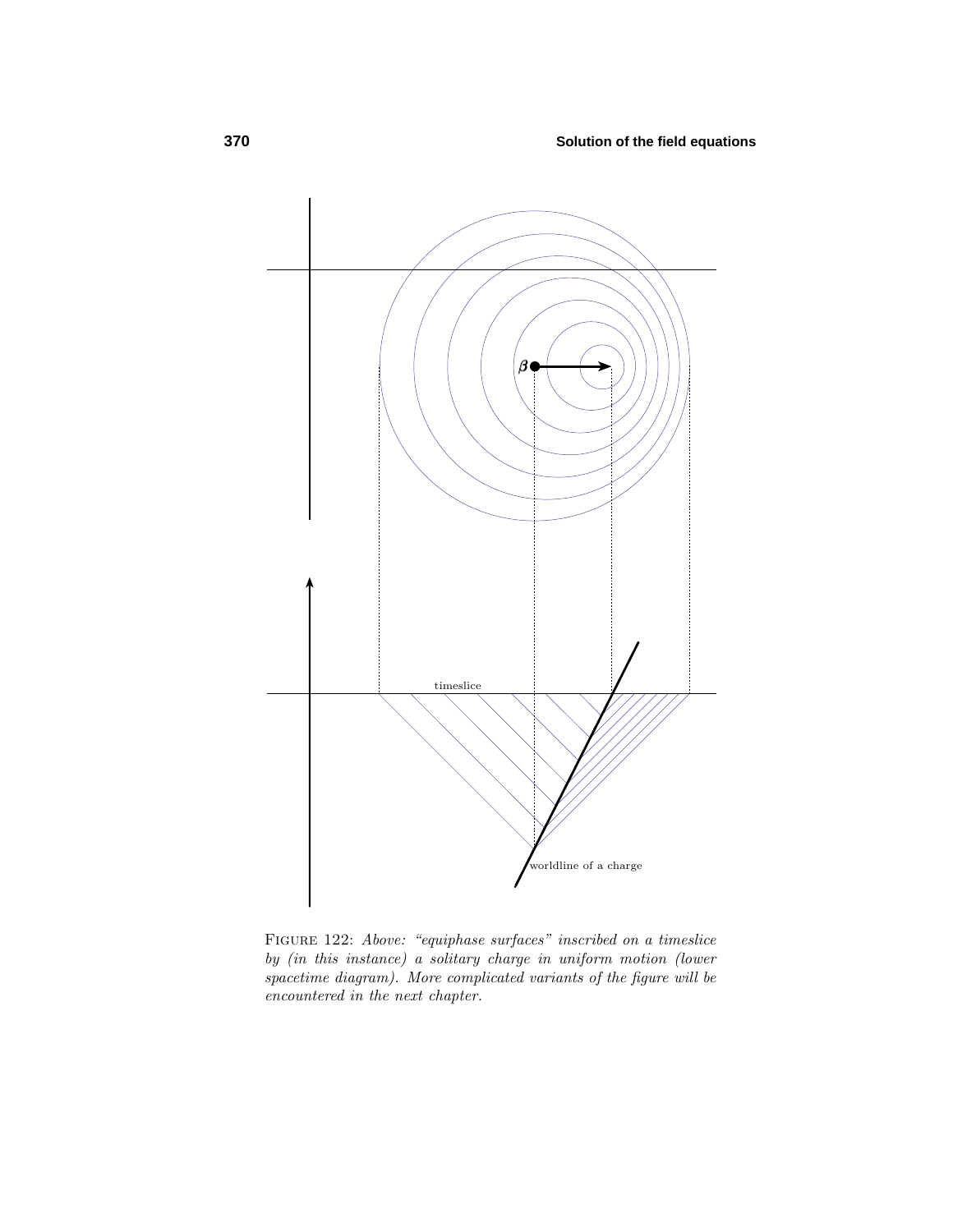$\boldsymbol{\beta}$

timeslice

worldline of a charge

FIGURE 122: *Above: "equiphase surfaces" inscribed on a timeslice by (in this instance) a solitary charge in uniform motion (lower spacetime diagram). More complicated variants of the figure will be encountered in the next chapter.*